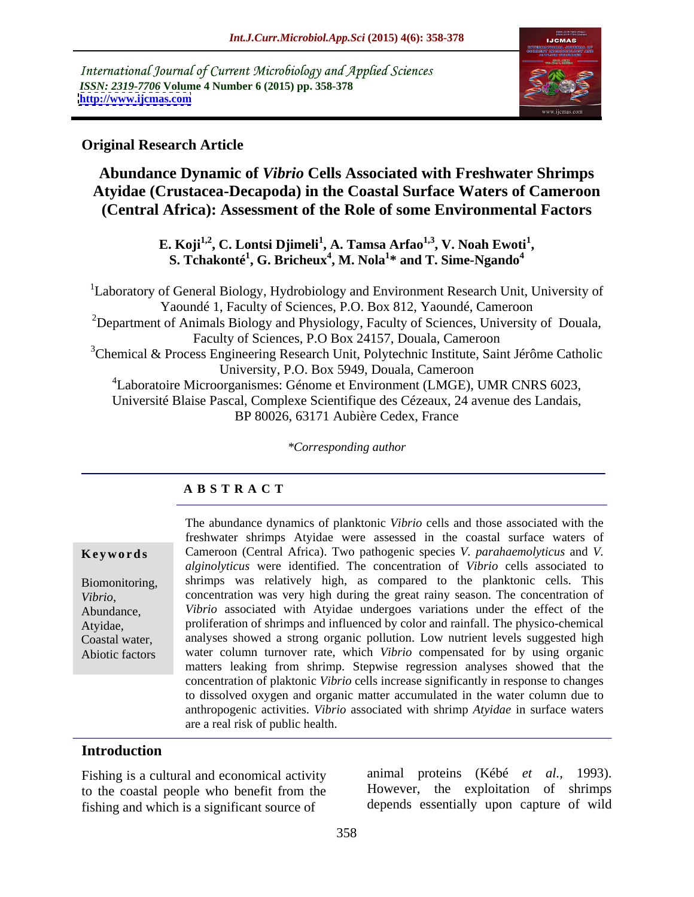International Journal of Current Microbiology and Applied Sciences
*ISSN: 2319-7706* **Volume 4 Number 6 (2015) pp. 358-378**
**http://www.ijcmas.com**

**Original Research Article**

# Abundance Dynamic of *Vibrio* Cells Associated with Freshwater Shrimps Atyidae (Crustacea-Decapoda) in the Coastal Surface Waters of Cameroon (Central Africa): Assessment of the Role of some Environmental Factors

**E. Koji[1,2], C. Lontsi Djimeli[1], A. Tamsa Arfao[1,3], V. Noah Ewoti[1], S. Tchakonté[1], G. Bricheux[4], M. Nola[1]\* and T. Sime-Ngando[4]**

[1]Laboratory of General Biology, Hydrobiology and Environment Research Unit, University of Yaoundé 1, Faculty of Sciences, P.O. Box 812, Yaoundé, Cameroon

[2]Department of Animals Biology and Physiology, Faculty of Sciences, University of Douala, Faculty of Sciences, P.O Box 24157, Douala, Cameroon

[3]Chemical & Process Engineering Research Unit, Polytechnic Institute, Saint Jérôme Catholic University, P.O. Box 5949, Douala, Cameroon

[4]Laboratoire Microorganismes: Génome et Environment (LMGE), UMR CNRS 6023, Université Blaise Pascal, Complexe Scientifique des Cézeaux, 24 avenue des Landais, BP 80026, 63171 Aubière Cedex, France

*\*Corresponding author*

## A B S T R A C T

**Keywords**

Biomonitoring, *Vibrio*, Abundance, Atyidae, Coastal water, Abiotic factors

The abundance dynamics of planktonic *Vibrio* cells and those associated with the freshwater shrimps Atyidae were assessed in the coastal surface waters of Cameroon (Central Africa). Two pathogenic species *V. parahaemolyticus* and *V. alginolyticus* were identified. The concentration of *Vibrio* cells associated to shrimps was relatively high, as compared to the planktonic cells. This concentration was very high during the great rainy season. The concentration of *Vibrio* associated with Atyidae undergoes variations under the effect of the proliferation of shrimps and influenced by color and rainfall. The physico-chemical analyses showed a strong organic pollution. Low nutrient levels suggested high water column turnover rate, which *Vibrio* compensated for by using organic matters leaking from shrimp. Stepwise regression analyses showed that the concentration of plaktonic *Vibrio* cells increase significantly in response to changes to dissolved oxygen and organic matter accumulated in the water column due to anthropogenic activities. *Vibrio* associated with shrimp *Atyidae* in surface waters are a real risk of public health.

## Introduction

Fishing is a cultural and economical activity to the coastal people who benefit from the fishing and which is a significant source of animal proteins (Kébé *et al*., 1993). However, the exploitation of shrimps depends essentially upon capture of wild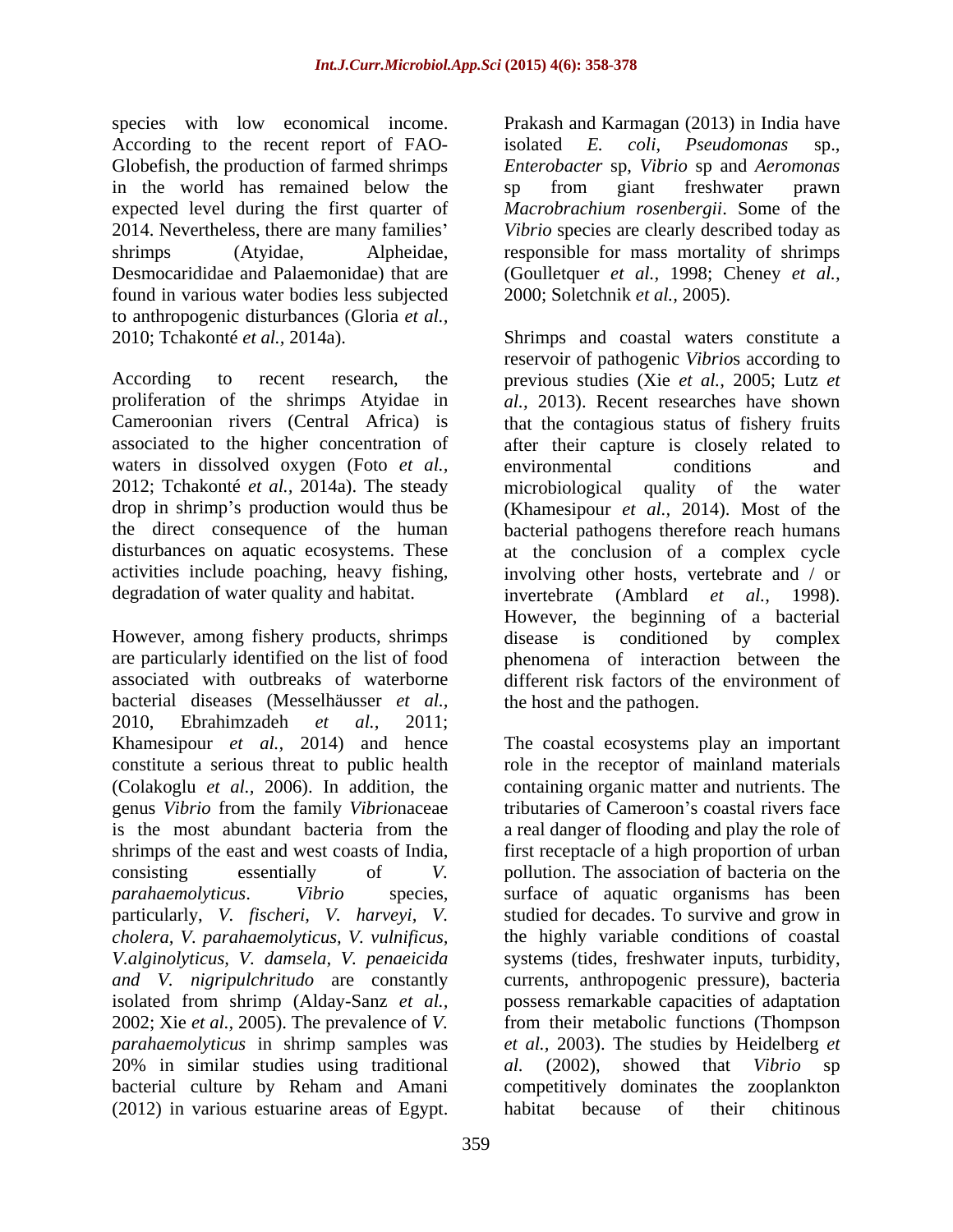species with low economical income. According to the recent report of FAO-Globefish, the production of farmed shrimps in the world has remained below the expected level during the first quarter of 2014. Nevertheless, there are many families' shrimps (Atyidae, Alpheidae, Desmocarididae and Palaemonidae) that are found in various water bodies less subjected to anthropogenic disturbances (Gloria *et al.,* 2010; Tchakonté *et al.,* 2014a).

According to recent research, the proliferation of the shrimps Atyidae in Cameroonian rivers (Central Africa) is associated to the higher concentration of waters in dissolved oxygen (Foto *et al.,* 2012; Tchakonté *et al.,* 2014a). The steady drop in shrimp's production would thus be the direct consequence of the human disturbances on aquatic ecosystems. These activities include poaching, heavy fishing, degradation of water quality and habitat.

However, among fishery products, shrimps are particularly identified on the list of food associated with outbreaks of waterborne bacterial diseases (Messelhäusser *et al.,* 2010, Ebrahimzadeh *et al.,* 2011; Khamesipour *et al.,* 2014) and hence constitute a serious threat to public health (Colakoglu *et al.,* 2006). In addition, the genus *Vibrio* from the family *Vibrio*naceae is the most abundant bacteria from the shrimps of the east and west coasts of India, consisting essentially of *V. parahaemolyticus*. *Vibrio* species, particularly, *V. fischeri, V. harveyi, V. cholera, V. parahaemolyticus, V. vulnificus, V.alginolyticus, V. damsela, V. penaeicida and V. nigripulchritudo* are constantly isolated from shrimp (Alday-Sanz *et al.,* 2002; Xie *et al.,* 2005). The prevalence of *V. parahaemolyticus* in shrimp samples was 20% in similar studies using traditional bacterial culture by Reham and Amani (2012) in various estuarine areas of Egypt. Prakash and Karmagan (2013) in India have isolated *E. coli*, *Pseudomonas* sp., *Enterobacter* sp, *Vibrio* sp and *Aeromonas* sp from giant freshwater prawn *Macrobrachium rosenbergii*. Some of the *Vibrio* species are clearly described today as responsible for mass mortality of shrimps (Goulletquer *et al.,* 1998; Cheney *et al.,* 2000; Soletchnik *et al.,* 2005).

Shrimps and coastal waters constitute a reservoir of pathogenic *Vibrio*s according to previous studies (Xie *et al.,* 2005; Lutz *et al.,* 2013). Recent researches have shown that the contagious status of fishery fruits after their capture is closely related to environmental conditions and microbiological quality of the water (Khamesipour *et al.,* 2014). Most of the bacterial pathogens therefore reach humans at the conclusion of a complex cycle involving other hosts, vertebrate and / or invertebrate (Amblard *et al.,* 1998). However, the beginning of a bacterial disease is conditioned by complex phenomena of interaction between the different risk factors of the environment of the host and the pathogen.

The coastal ecosystems play an important role in the receptor of mainland materials containing organic matter and nutrients. The tributaries of Cameroon's coastal rivers face a real danger of flooding and play the role of first receptacle of a high proportion of urban pollution. The association of bacteria on the surface of aquatic organisms has been studied for decades. To survive and grow in the highly variable conditions of coastal systems (tides, freshwater inputs, turbidity, currents, anthropogenic pressure), bacteria possess remarkable capacities of adaptation from their metabolic functions (Thompson *et al.,* 2003). The studies by Heidelberg *et al.* (2002), showed that *Vibrio* sp competitively dominates the zooplankton habitat because of their chitinous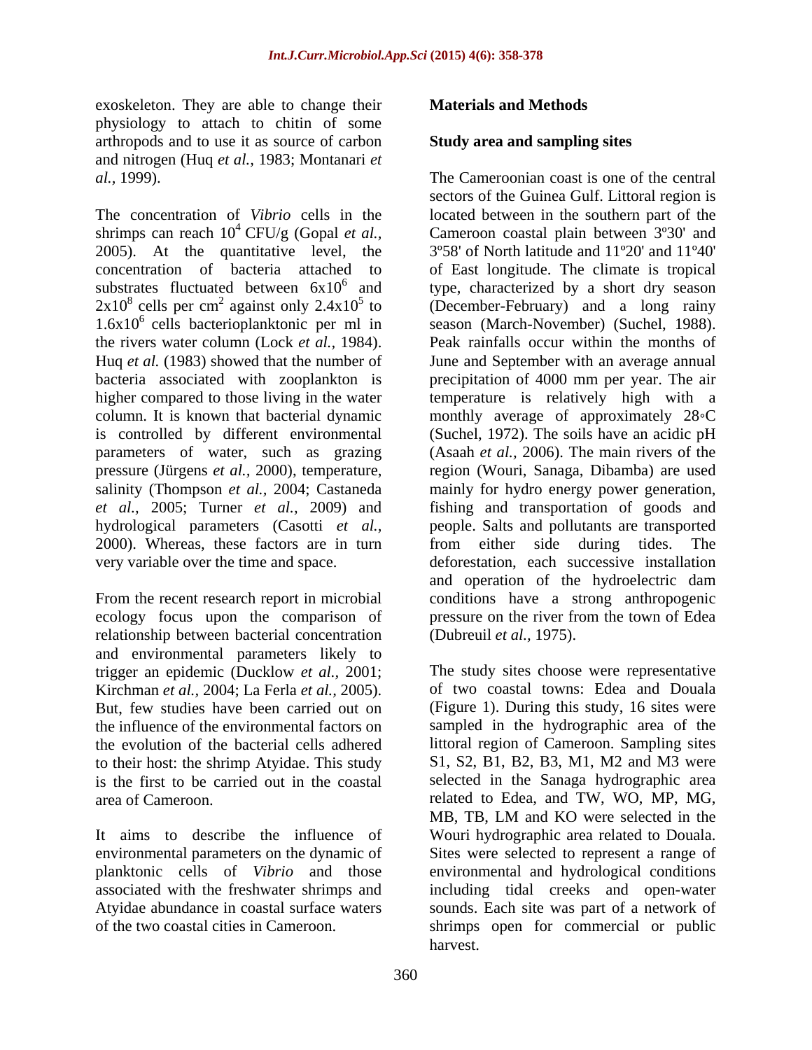exoskeleton. They are able to change their physiology to attach to chitin of some arthropods and to use it as source of carbon and nitrogen (Huq *et al.*, 1983; Montanari *et al.*, 1999).

The concentration of *Vibrio* cells in the shrimps can reach $10^4$ CFU/g (Gopal *et al.*, 2005). At the quantitative level, the concentration of bacteria attached to substrates fluctuated between $6x10^6$ and $2x10^8$ cells per $cm^2$ against only $2.4x10^5$ to $1.6x10^6$ cells bacterioplanktonic per ml in the rivers water column (Lock *et al.*, 1984). Huq *et al.* (1983) showed that the number of bacteria associated with zooplankton is higher compared to those living in the water column. It is known that bacterial dynamic is controlled by different environmental parameters of water, such as grazing pressure (Jürgens *et al.*, 2000), temperature, salinity (Thompson *et al.*, 2004; Castaneda *et al.*, 2005; Turner *et al.*, 2009) and hydrological parameters (Casotti *et al.*, 2000). Whereas, these factors are in turn very variable over the time and space.

From the recent research report in microbial ecology focus upon the comparison of relationship between bacterial concentration and environmental parameters likely to trigger an epidemic (Ducklow *et al.*, 2001; Kirchman *et al.*, 2004; La Ferla *et al.*, 2005). But, few studies have been carried out on the influence of the environmental factors on the evolution of the bacterial cells adhered to their host: the shrimp Atyidae. This study is the first to be carried out in the coastal area of Cameroon.

It aims to describe the influence of environmental parameters on the dynamic of planktonic cells of *Vibrio* and those associated with the freshwater shrimps and Atyidae abundance in coastal surface waters of the two coastal cities in Cameroon.

## Materials and Methods

### Study area and sampling sites

The Cameroonian coast is one of the central sectors of the Guinea Gulf. Littoral region is located between in the southern part of the Cameroon coastal plain between 3º30' and 3º58' of North latitude and 11º20' and 11º40' of East longitude. The climate is tropical type, characterized by a short dry season (December-February) and a long rainy season (March-November) (Suchel, 1988). Peak rainfalls occur within the months of June and September with an average annual precipitation of 4000 mm per year. The air temperature is relatively high with a monthly average of approximately 28◦C (Suchel, 1972). The soils have an acidic pH (Asaah *et al.*, 2006). The main rivers of the region (Wouri, Sanaga, Dibamba) are used mainly for hydro energy power generation, fishing and transportation of goods and people. Salts and pollutants are transported from either side during tides. The deforestation, each successive installation and operation of the hydroelectric dam conditions have a strong anthropogenic pressure on the river from the town of Edea (Dubreuil *et al.*, 1975).

The study sites choose were representative of two coastal towns: Edea and Douala (Figure 1). During this study, 16 sites were sampled in the hydrographic area of the littoral region of Cameroon. Sampling sites S1, S2, B1, B2, B3, M1, M2 and M3 were selected in the Sanaga hydrographic area related to Edea, and TW, WO, MP, MG, MB, TB, LM and KO were selected in the Wouri hydrographic area related to Douala. Sites were selected to represent a range of environmental and hydrological conditions including tidal creeks and open-water sounds. Each site was part of a network of shrimps open for commercial or public harvest.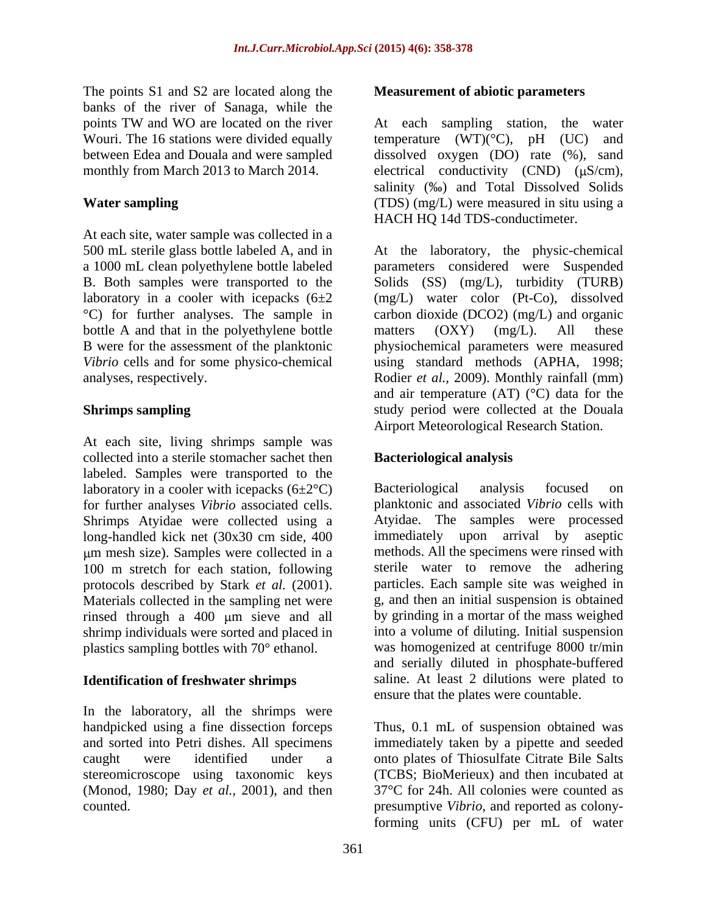The points S1 and S2 are located along the banks of the river of Sanaga, while the points TW and WO are located on the river Wouri. The 16 stations were divided equally between Edea and Douala and were sampled monthly from March 2013 to March 2014.

**Water sampling**

At each site, water sample was collected in a 500 mL sterile glass bottle labeled A, and in a 1000 mL clean polyethylene bottle labeled B. Both samples were transported to the laboratory in a cooler with icepacks (6±2 °C) for further analyses. The sample in bottle A and that in the polyethylene bottle B were for the assessment of the planktonic *Vibrio* cells and for some physico-chemical analyses, respectively.

**Shrimps sampling**

At each site, living shrimps sample was collected into a sterile stomacher sachet then labeled. Samples were transported to the laboratory in a cooler with icepacks (6±2°C) for further analyses *Vibrio* associated cells. Shrimps Atyidae were collected using a long-handled kick net (30x30 cm side, 400 µm mesh size). Samples were collected in a 100 m stretch for each station, following protocols described by Stark *et al.* (2001). Materials collected in the sampling net were rinsed through a 400 µm sieve and all shrimp individuals were sorted and placed in plastics sampling bottles with 70° ethanol.

**Identification of freshwater shrimps**

In the laboratory, all the shrimps were handpicked using a fine dissection forceps and sorted into Petri dishes. All specimens caught were identified under a stereomicroscope using taxonomic keys (Monod, 1980; Day *et al.,* 2001), and then counted.

**Measurement of abiotic parameters**

At each sampling station, the water temperature (WT)(°C), pH (UC) and dissolved oxygen (DO) rate (%), sand electrical conductivity (CND) (µS/cm), salinity (‰) and Total Dissolved Solids (TDS) (mg/L) were measured in situ using a HACH HQ 14d TDS-conductimeter.

At the laboratory, the physic-chemical parameters considered were Suspended Solids (SS) (mg/L), turbidity (TURB) (mg/L) water color (Pt-Co), dissolved carbon dioxide (DCO2) (mg/L) and organic matters (OXY) (mg/L). All these physiochemical parameters were measured using standard methods (APHA, 1998; Rodier *et al.,* 2009). Monthly rainfall (mm) and air temperature (AT) (°C) data for the study period were collected at the Douala Airport Meteorological Research Station.

**Bacteriological analysis**

Bacteriological analysis focused on planktonic and associated *Vibrio* cells with Atyidae. The samples were processed immediately upon arrival by aseptic methods. All the specimens were rinsed with sterile water to remove the adhering particles. Each sample site was weighed in g, and then an initial suspension is obtained by grinding in a mortar of the mass weighed into a volume of diluting. Initial suspension was homogenized at centrifuge 8000 tr/min and serially diluted in phosphate-buffered saline. At least 2 dilutions were plated to ensure that the plates were countable.

Thus, 0.1 mL of suspension obtained was immediately taken by a pipette and seeded onto plates of Thiosulfate Citrate Bile Salts (TCBS; BioMerieux) and then incubated at 37°C for 24h. All colonies were counted as presumptive *Vibrio*, and reported as colony-forming units (CFU) per mL of water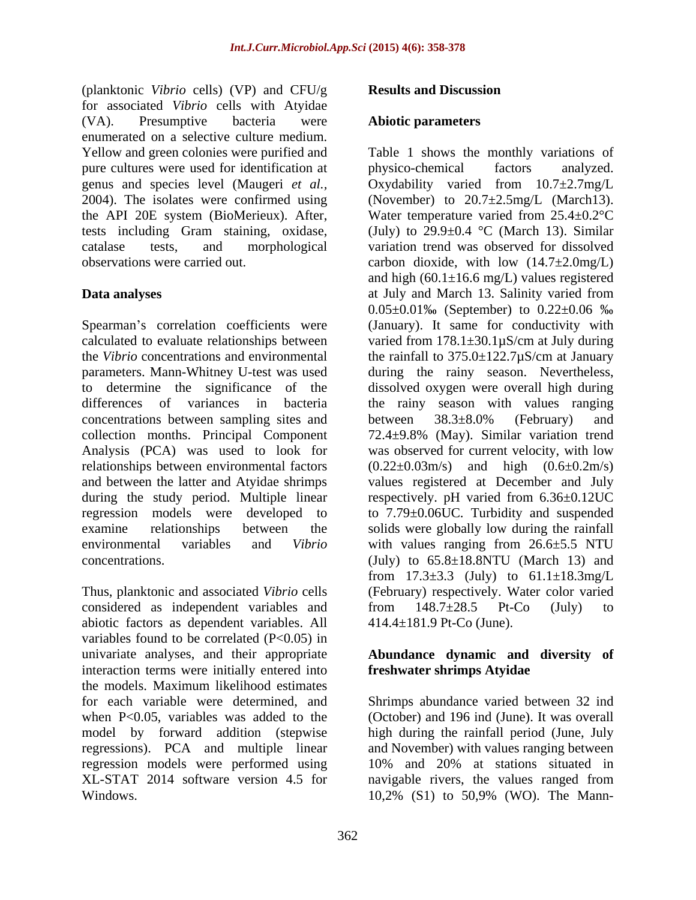(planktonic *Vibrio* cells) (VP) and CFU/g for associated *Vibrio* cells with Atyidae (VA). Presumptive bacteria were enumerated on a selective culture medium. Yellow and green colonies were purified and pure cultures were used for identification at genus and species level (Maugeri *et al.*, 2004). The isolates were confirmed using the API 20E system (BioMerieux). After, tests including Gram staining, oxidase, catalase tests, and morphological observations were carried out.

## Data analyses

Spearman's correlation coefficients were calculated to evaluate relationships between the *Vibrio* concentrations and environmental parameters. Mann-Whitney U-test was used to determine the significance of the differences of variances in bacteria concentrations between sampling sites and collection months. Principal Component Analysis (PCA) was used to look for relationships between environmental factors and between the latter and Atyidae shrimps during the study period. Multiple linear regression models were developed to examine relationships between the environmental variables and *Vibrio* concentrations.

Thus, planktonic and associated *Vibrio* cells considered as independent variables and abiotic factors as dependent variables. All variables found to be correlated ($P<0.05$) in univariate analyses, and their appropriate interaction terms were initially entered into the models. Maximum likelihood estimates for each variable were determined, and when $P<0.05$, variables was added to the model by forward addition (stepwise regressions). PCA and multiple linear regression models were performed using XL-STAT 2014 software version 4.5 for Windows.

## Results and Discussion

### Abiotic parameters

Table 1 shows the monthly variations of physico-chemical factors analyzed. Oxydability varied from 10.7±2.7mg/L (November) to 20.7±2.5mg/L (March13). Water temperature varied from 25.4±0.2°C (July) to 29.9±0.4 °C (March 13). Similar variation trend was observed for dissolved carbon dioxide, with low (14.7±2.0mg/L) and high (60.1±16.6 mg/L) values registered at July and March 13. Salinity varied from 0.05±0.01‰ (September) to 0.22±0.06 ‰ (January). It same for conductivity with varied from 178.1±30.1µS/cm at July during the rainfall to 375.0±122.7µS/cm at January during the rainy season. Nevertheless, dissolved oxygen were overall high during the rainy season with values ranging between 38.3±8.0% (February) and 72.4±9.8% (May). Similar variation trend was observed for current velocity, with low (0.22±0.03m/s) and high (0.6±0.2m/s) values registered at December and July respectively. pH varied from 6.36±0.12UC to 7.79±0.06UC. Turbidity and suspended solids were globally low during the rainfall with values ranging from 26.6±5.5 NTU (July) to 65.8±18.8NTU (March 13) and from 17.3±3.3 (July) to 61.1±18.3mg/L (February) respectively. Water color varied from 148.7±28.5 Pt-Co (July) to 414.4±181.9 Pt-Co (June).

### Abundance dynamic and diversity of freshwater shrimps Atyidae

Shrimps abundance varied between 32 ind (October) and 196 ind (June). It was overall high during the rainfall period (June, July and November) with values ranging between 10% and 20% at stations situated in navigable rivers, the values ranged from 10,2% (S1) to 50,9% (WO). The Mann-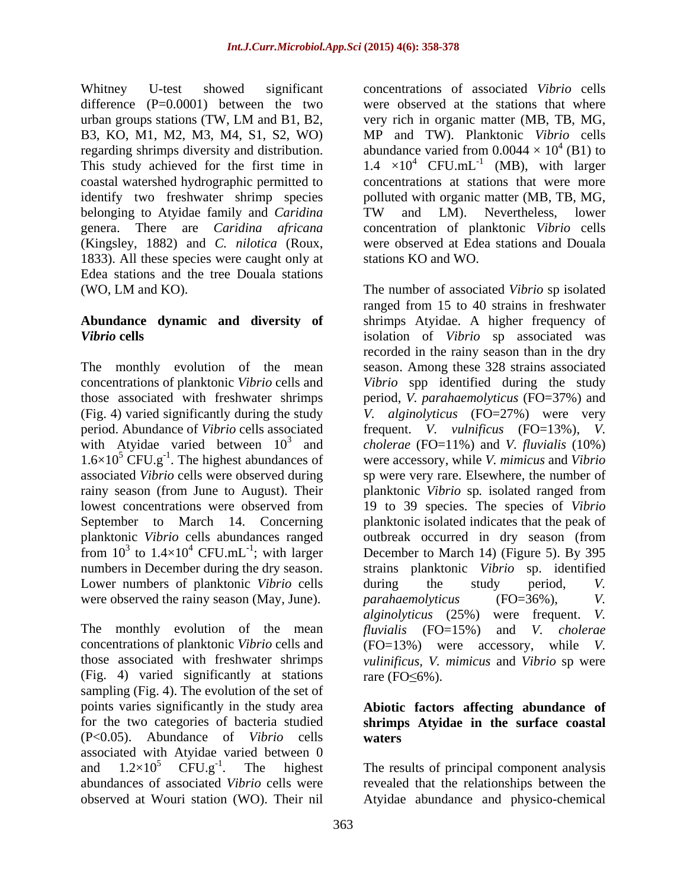Whitney U-test showed significant difference (P=0.0001) between the two urban groups stations (TW, LM and B1, B2, B3, KO, M1, M2, M3, M4, S1, S2, WO) regarding shrimps diversity and distribution. This study achieved for the first time in coastal watershed hydrographic permitted to identify two freshwater shrimp species belonging to Atyidae family and *Caridina* genera. There are *Caridina africana* (Kingsley, 1882) and *C. nilotica* (Roux, 1833). All these species were caught only at Edea stations and the tree Douala stations (WO, LM and KO).

## Abundance dynamic and diversity of *Vibrio* cells

The monthly evolution of the mean concentrations of planktonic *Vibrio* cells and those associated with freshwater shrimps (Fig. 4) varied significantly during the study period. Abundance of *Vibrio* cells associated with Atyidae varied between $10^3$ and $1.6\times10^5$ CFU.g$^{-1}$. The highest abundances of associated *Vibrio* cells were observed during rainy season (from June to August). Their lowest concentrations were observed from September to March 14. Concerning planktonic *Vibrio* cells abundances ranged from $10^3$ to $1.4\times10^4$ CFU.mL$^{-1}$; with larger numbers in December during the dry season. Lower numbers of planktonic *Vibrio* cells were observed the rainy season (May, June).

The monthly evolution of the mean concentrations of planktonic *Vibrio* cells and those associated with freshwater shrimps (Fig. 4) varied significantly at stations sampling (Fig. 4). The evolution of the set of points varies significantly in the study area for the two categories of bacteria studied (P<0.05). Abundance of *Vibrio* cells associated with Atyidae varied between 0 and $1.2\times10^5$ CFU.g$^{-1}$. The highest abundances of associated *Vibrio* cells were observed at Wouri station (WO). Their nil concentrations of associated *Vibrio* cells were observed at the stations that where very rich in organic matter (MB, TB, MG, MP and TW). Planktonic *Vibrio* cells abundance varied from $0.0044 \times 10^4$ (B1) to $1.4 \times10^4$ CFU.mL$^{-1}$ (MB), with larger concentrations at stations that were more polluted with organic matter (MB, TB, MG, TW and LM). Nevertheless, lower concentration of planktonic *Vibrio* cells were observed at Edea stations and Douala stations KO and WO.

The number of associated *Vibrio* sp isolated ranged from 15 to 40 strains in freshwater shrimps Atyidae. A higher frequency of isolation of *Vibrio* sp associated was recorded in the rainy season than in the dry season. Among these 328 strains associated *Vibrio* spp identified during the study period, *V. parahaemolyticus* (FO=37%) and *V. alginolyticus* (FO=27%) were very frequent. *V. vulnificus* (FO=13%), *V. cholerae* (FO=11%) and *V. fluvialis* (10%) were accessory, while *V. mimicus* and *Vibrio* sp were very rare. Elsewhere, the number of planktonic *Vibrio* sp*.* isolated ranged from 19 to 39 species. The species of *Vibrio* planktonic isolated indicates that the peak of outbreak occurred in dry season (from December to March 14) (Figure 5). By 395 strains planktonic *Vibrio* sp. identified during the study period, *V. parahaemolyticus* (FO=36%), *V. alginolyticus* (25%) were frequent. *V. fluvialis* (FO=15%) and *V. cholerae* (FO=13%) were accessory, while *V. vulinificus, V. mimicus* and *Vibrio* sp were rare (FO≤6%).

## Abiotic factors affecting abundance of shrimps Atyidae in the surface coastal waters

The results of principal component analysis revealed that the relationships between the Atyidae abundance and physico-chemical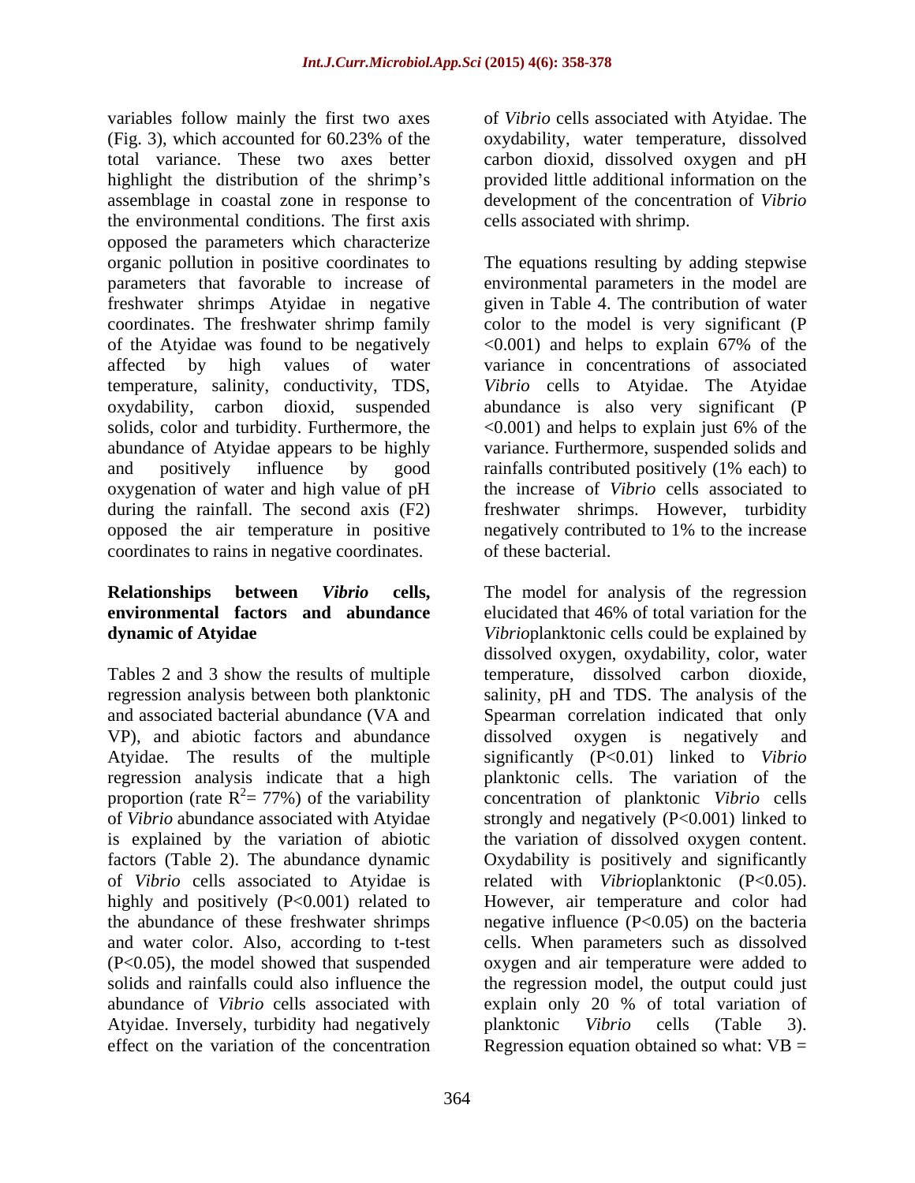variables follow mainly the first two axes (Fig. 3), which accounted for 60.23% of the total variance. These two axes better highlight the distribution of the shrimp's assemblage in coastal zone in response to the environmental conditions. The first axis opposed the parameters which characterize organic pollution in positive coordinates to parameters that favorable to increase of freshwater shrimps Atyidae in negative coordinates. The freshwater shrimp family of the Atyidae was found to be negatively affected by high values of water temperature, salinity, conductivity, TDS, oxydability, carbon dioxid, suspended solids, color and turbidity. Furthermore, the abundance of Atyidae appears to be highly and positively influence by good oxygenation of water and high value of pH during the rainfall. The second axis (F2) opposed the air temperature in positive coordinates to rains in negative coordinates.

### Relationships between *Vibrio* cells, environmental factors and abundance dynamic of Atyidae

Tables 2 and 3 show the results of multiple regression analysis between both planktonic and associated bacterial abundance (VA and VP), and abiotic factors and abundance Atyidae. The results of the multiple regression analysis indicate that a high proportion (rate $R^2$= 77%) of the variability of *Vibrio* abundance associated with Atyidae is explained by the variation of abiotic factors (Table 2). The abundance dynamic of *Vibrio* cells associated to Atyidae is highly and positively ($P<0.001$) related to the abundance of these freshwater shrimps and water color. Also, according to t-test ($P<0.05$), the model showed that suspended solids and rainfalls could also influence the abundance of *Vibrio* cells associated with Atyidae. Inversely, turbidity had negatively effect on the variation of the concentration of *Vibrio* cells associated with Atyidae. The oxydability, water temperature, dissolved carbon dioxid, dissolved oxygen and pH provided little additional information on the development of the concentration of *Vibrio* cells associated with shrimp.

The equations resulting by adding stepwise environmental parameters in the model are given in Table 4. The contribution of water color to the model is very significant ($P<0.001$) and helps to explain 67% of the variance in concentrations of associated *Vibrio* cells to Atyidae. The Atyidae abundance is also very significant ($P<0.001$) and helps to explain just 6% of the variance. Furthermore, suspended solids and rainfalls contributed positively (1% each) to the increase of *Vibrio* cells associated to freshwater shrimps. However, turbidity negatively contributed to 1% to the increase of these bacterial.

The model for analysis of the regression elucidated that 46% of total variation for the *Vibrio*planktonic cells could be explained by dissolved oxygen, oxydability, color, water temperature, dissolved carbon dioxide, salinity, pH and TDS. The analysis of the Spearman correlation indicated that only dissolved oxygen is negatively and significantly ($P<0.01$) linked to *Vibrio* planktonic cells. The variation of the concentration of planktonic *Vibrio* cells strongly and negatively ($P<0.001$) linked to the variation of dissolved oxygen content. Oxydability is positively and significantly related with *Vibrio*planktonic ($P<0.05$). However, air temperature and color had negative influence ($P<0.05$) on the bacteria cells. When parameters such as dissolved oxygen and air temperature were added to the regression model, the output could just explain only 20 % of total variation of planktonic *Vibrio* cells (Table 3). Regression equation obtained so what: VB =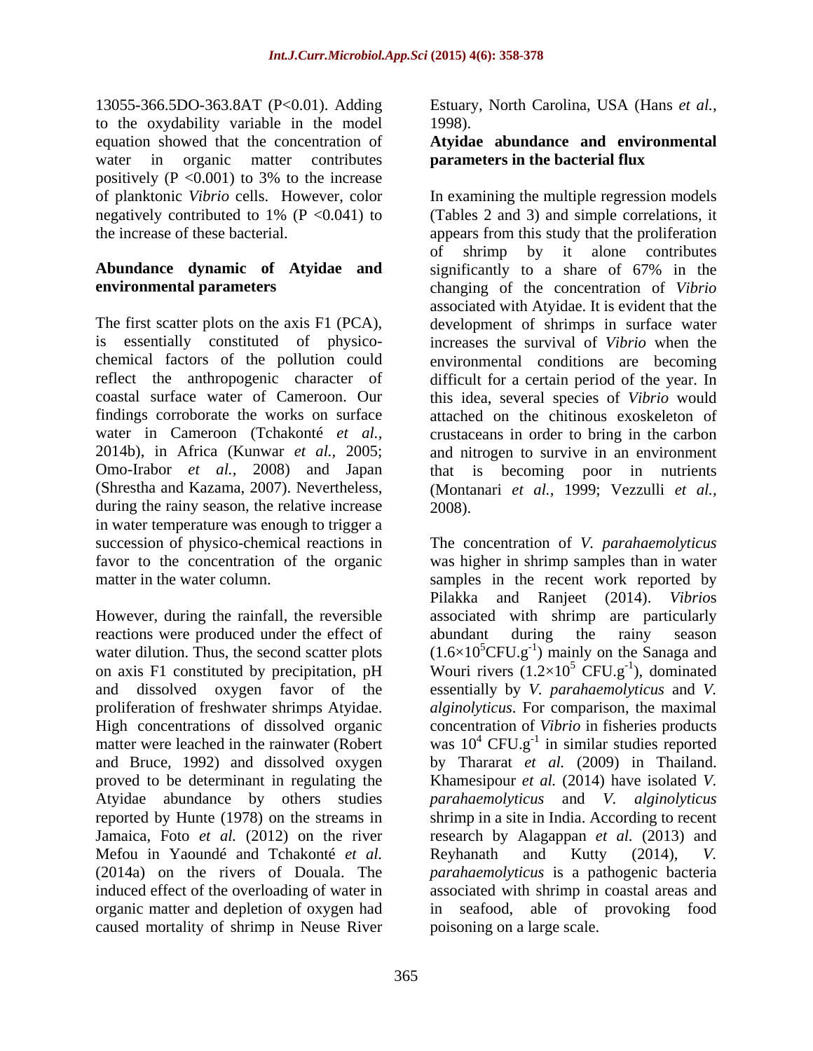13055-366.5DO-363.8AT (P<0.01). Adding to the oxydability variable in the model equation showed that the concentration of water in organic matter contributes positively ($P < 0.001$) to 3% to the increase of planktonic *Vibrio* cells. However, color negatively contributed to 1% ($P < 0.041$) to the increase of these bacterial.

**Abundance dynamic of Atyidae and environmental parameters**

The first scatter plots on the axis F1 (PCA), is essentially constituted of physico-chemical factors of the pollution could reflect the anthropogenic character of coastal surface water of Cameroon. Our findings corroborate the works on surface water in Cameroon (Tchakonté *et al.*, 2014b), in Africa (Kunwar *et al.*, 2005; Omo-Irabor *et al.*, 2008) and Japan (Shrestha and Kazama, 2007). Nevertheless, during the rainy season, the relative increase in water temperature was enough to trigger a succession of physico-chemical reactions in favor to the concentration of the organic matter in the water column.

However, during the rainfall, the reversible reactions were produced under the effect of water dilution. Thus, the second scatter plots on axis F1 constituted by precipitation, pH and dissolved oxygen favor of the proliferation of freshwater shrimps Atyidae. High concentrations of dissolved organic matter were leached in the rainwater (Robert and Bruce, 1992) and dissolved oxygen proved to be determinant in regulating the Atyidae abundance by others studies reported by Hunte (1978) on the streams in Jamaica, Foto *et al.* (2012) on the river Mefou in Yaoundé and Tchakonté *et al.* (2014a) on the rivers of Douala. The induced effect of the overloading of water in organic matter and depletion of oxygen had caused mortality of shrimp in Neuse River Estuary, North Carolina, USA (Hans *et al.*, 1998).

**Atyidae abundance and environmental parameters in the bacterial flux**

In examining the multiple regression models (Tables 2 and 3) and simple correlations, it appears from this study that the proliferation of shrimp by it alone contributes significantly to a share of 67% in the changing of the concentration of *Vibrio* associated with Atyidae. It is evident that the development of shrimps in surface water increases the survival of *Vibrio* when the environmental conditions are becoming difficult for a certain period of the year. In this idea, several species of *Vibrio* would attached on the chitinous exoskeleton of crustaceans in order to bring in the carbon and nitrogen to survive in an environment that is becoming poor in nutrients (Montanari *et al.*, 1999; Vezzulli *et al.*, 2008).

The concentration of *V. parahaemolyticus* was higher in shrimp samples than in water samples in the recent work reported by Pilakka and Ranjeet (2014). *Vibrio*s associated with shrimp are particularly abundant during the rainy season ($1.6\times10^{5}$CFU.g$^{-1}$) mainly on the Sanaga and Wouri rivers ($1.2\times10^{5}$ CFU.g$^{-1}$), dominated essentially by *V. parahaemolyticus* and *V. alginolyticus*. For comparison, the maximal concentration of *Vibrio* in fisheries products was $10^{4}$ CFU.g$^{-1}$ in similar studies reported by Thararat *et al.* (2009) in Thailand. Khamesipour *et al.* (2014) have isolated *V. parahaemolyticus* and *V. alginolyticus* shrimp in a site in India. According to recent research by Alagappan *et al.* (2013) and Reyhanath and Kutty (2014), *V. parahaemolyticus* is a pathogenic bacteria associated with shrimp in coastal areas and in seafood, able of provoking food poisoning on a large scale.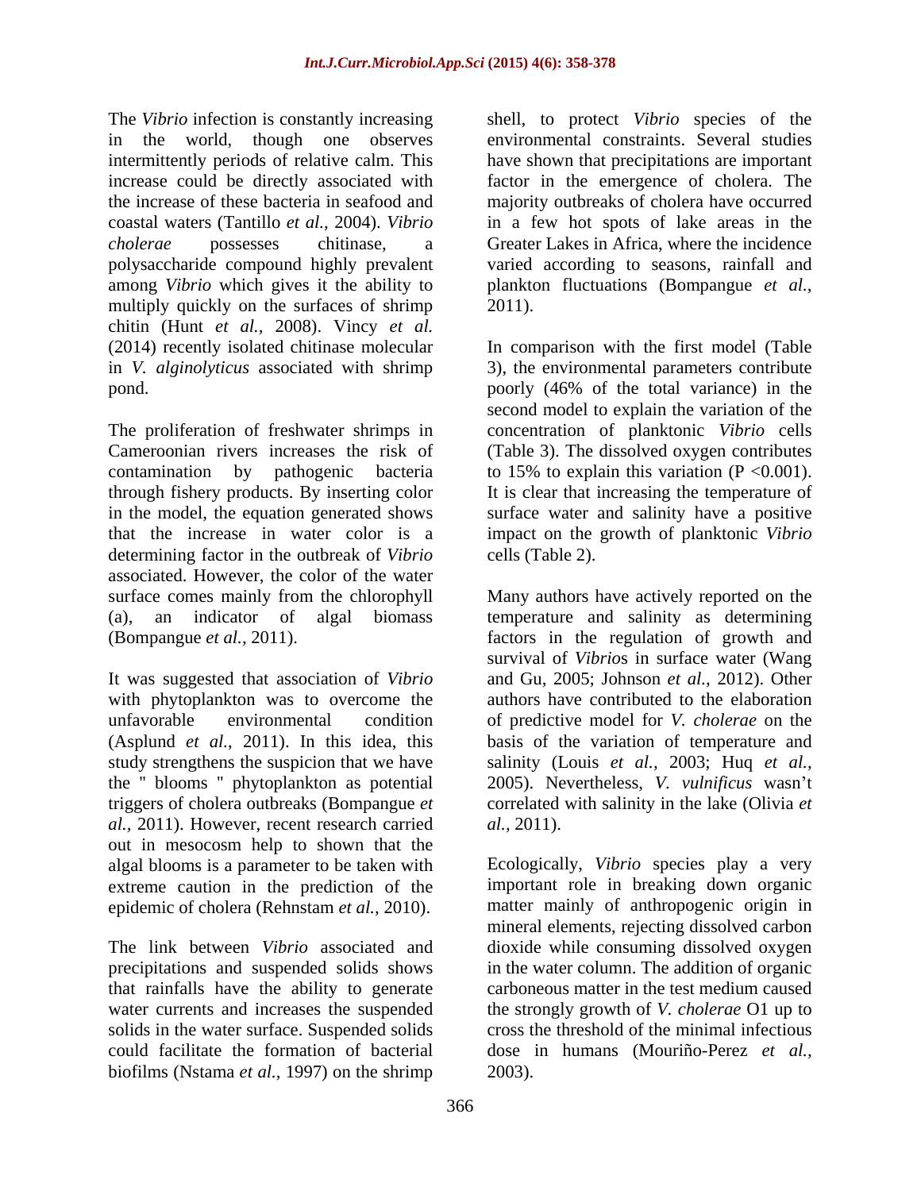The *Vibrio* infection is constantly increasing in the world, though one observes intermittently periods of relative calm. This increase could be directly associated with the increase of these bacteria in seafood and coastal waters (Tantillo *et al.,* 2004). *Vibrio cholerae* possesses chitinase, a polysaccharide compound highly prevalent among *Vibrio* which gives it the ability to multiply quickly on the surfaces of shrimp chitin (Hunt *et al.,* 2008). Vincy *et al.* (2014) recently isolated chitinase molecular in *V. alginolyticus* associated with shrimp pond.

The proliferation of freshwater shrimps in Cameroonian rivers increases the risk of contamination by pathogenic bacteria through fishery products. By inserting color in the model, the equation generated shows that the increase in water color is a determining factor in the outbreak of *Vibrio* associated. However, the color of the water surface comes mainly from the chlorophyll (a), an indicator of algal biomass (Bompangue *et al.,* 2011).

It was suggested that association of *Vibrio* with phytoplankton was to overcome the unfavorable environmental condition (Asplund *et al.,* 2011). In this idea, this study strengthens the suspicion that we have the " blooms " phytoplankton as potential triggers of cholera outbreaks (Bompangue *et al.,* 2011). However, recent research carried out in mesocosm help to shown that the algal blooms is a parameter to be taken with extreme caution in the prediction of the epidemic of cholera (Rehnstam *et al.,* 2010).

The link between *Vibrio* associated and precipitations and suspended solids shows that rainfalls have the ability to generate water currents and increases the suspended solids in the water surface. Suspended solids could facilitate the formation of bacterial biofilms (Nstama *et al.,* 1997) on the shrimp shell, to protect *Vibrio* species of the environmental constraints. Several studies have shown that precipitations are important factor in the emergence of cholera. The majority outbreaks of cholera have occurred in a few hot spots of lake areas in the Greater Lakes in Africa, where the incidence varied according to seasons, rainfall and plankton fluctuations (Bompangue *et al.,* 2011).

In comparison with the first model (Table 3), the environmental parameters contribute poorly (46% of the total variance) in the second model to explain the variation of the concentration of planktonic *Vibrio* cells (Table 3). The dissolved oxygen contributes to 15% to explain this variation ($P < 0.001$). It is clear that increasing the temperature of surface water and salinity have a positive impact on the growth of planktonic *Vibrio* cells (Table 2).

Many authors have actively reported on the temperature and salinity as determining factors in the regulation of growth and survival of *Vibrio*s in surface water (Wang and Gu, 2005; Johnson *et al.,* 2012). Other authors have contributed to the elaboration of predictive model for *V. cholerae* on the basis of the variation of temperature and salinity (Louis *et al.,* 2003; Huq *et al.,* 2005). Nevertheless, *V. vulnificus* wasn't correlated with salinity in the lake (Olivia *et al.,* 2011).

Ecologically, *Vibrio* species play a very important role in breaking down organic matter mainly of anthropogenic origin in mineral elements, rejecting dissolved carbon dioxide while consuming dissolved oxygen in the water column. The addition of organic carboneous matter in the test medium caused the strongly growth of *V. cholerae* O1 up to cross the threshold of the minimal infectious dose in humans (Mouriño-Perez *et al.,* 2003).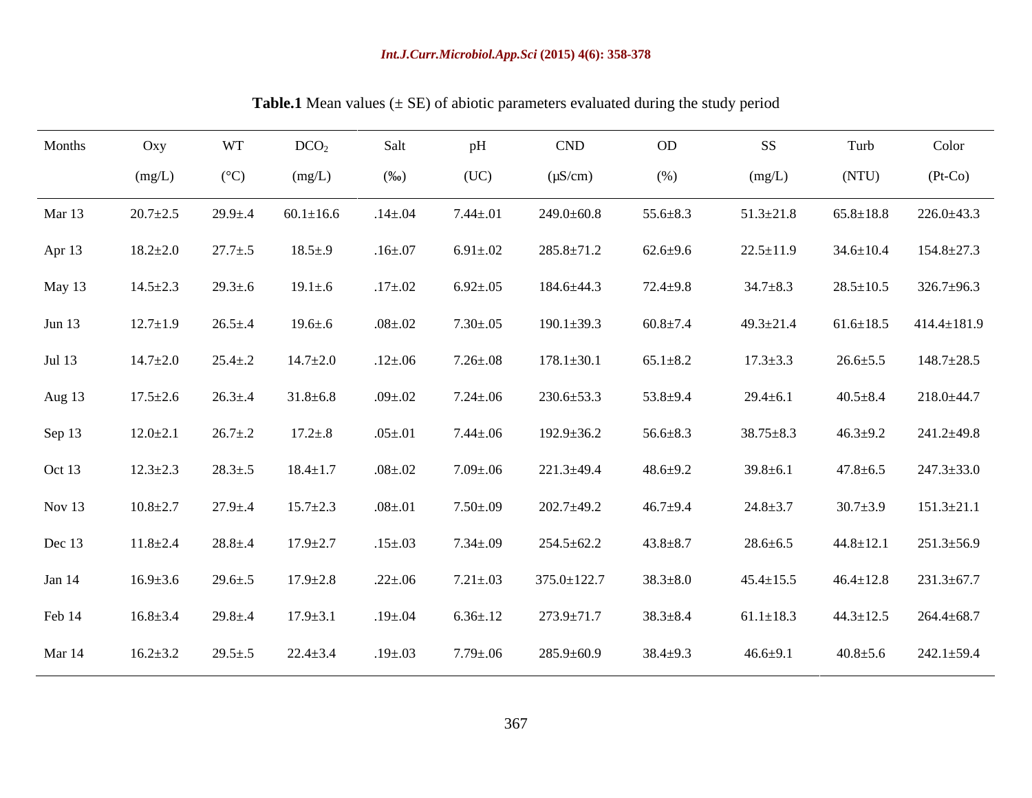**Table.1** Mean values (± SE) of abiotic parameters evaluated during the study period

| Months | Oxy (mg/L) | WT (°C) | $DCO_2$ (mg/L) | Salt (‰) | pH (UC) | CND (µS/cm) | OD (%) | SS (mg/L) | Turb (NTU) | Color (Pt-Co) |
|---|---|---|---|---|---|---|---|---|---|---|
| Mar 13 | 20.7±2.5 | 29.9±.4 | 60.1±16.6 | .14±.04 | 7.44±.01 | 249.0±60.8 | 55.6±8.3 | 51.3±21.8 | 65.8±18.8 | 226.0±43.3 |
| Apr 13 | 18.2±2.0 | 27.7±.5 | 18.5±.9 | .16±.07 | 6.91±.02 | 285.8±71.2 | 62.6±9.6 | 22.5±11.9 | 34.6±10.4 | 154.8±27.3 |
| May 13 | 14.5±2.3 | 29.3±.6 | 19.1±.6 | .17±.02 | 6.92±.05 | 184.6±44.3 | 72.4±9.8 | 34.7±8.3 | 28.5±10.5 | 326.7±96.3 |
| Jun 13 | 12.7±1.9 | 26.5±.4 | 19.6±.6 | .08±.02 | 7.30±.05 | 190.1±39.3 | 60.8±7.4 | 49.3±21.4 | 61.6±18.5 | 414.4±181.9 |
| Jul 13 | 14.7±2.0 | 25.4±.2 | 14.7±2.0 | .12±.06 | 7.26±.08 | 178.1±30.1 | 65.1±8.2 | 17.3±3.3 | 26.6±5.5 | 148.7±28.5 |
| Aug 13 | 17.5±2.6 | 26.3±.4 | 31.8±6.8 | .09±.02 | 7.24±.06 | 230.6±53.3 | 53.8±9.4 | 29.4±6.1 | 40.5±8.4 | 218.0±44.7 |
| Sep 13 | 12.0±2.1 | 26.7±.2 | 17.2±.8 | .05±.01 | 7.44±.06 | 192.9±36.2 | 56.6±8.3 | 38.75±8.3 | 46.3±9.2 | 241.2±49.8 |
| Oct 13 | 12.3±2.3 | 28.3±.5 | 18.4±1.7 | .08±.02 | 7.09±.06 | 221.3±49.4 | 48.6±9.2 | 39.8±6.1 | 47.8±6.5 | 247.3±33.0 |
| Nov 13 | 10.8±2.7 | 27.9±.4 | 15.7±2.3 | .08±.01 | 7.50±.09 | 202.7±49.2 | 46.7±9.4 | 24.8±3.7 | 30.7±3.9 | 151.3±21.1 |
| Dec 13 | 11.8±2.4 | 28.8±.4 | 17.9±2.7 | .15±.03 | 7.34±.09 | 254.5±62.2 | 43.8±8.7 | 28.6±6.5 | 44.8±12.1 | 251.3±56.9 |
| Jan 14 | 16.9±3.6 | 29.6±.5 | 17.9±2.8 | .22±.06 | 7.21±.03 | 375.0±122.7 | 38.3±8.0 | 45.4±15.5 | 46.4±12.8 | 231.3±67.7 |
| Feb 14 | 16.8±3.4 | 29.8±.4 | 17.9±3.1 | .19±.04 | 6.36±.12 | 273.9±71.7 | 38.3±8.4 | 61.1±18.3 | 44.3±12.5 | 264.4±68.7 |
| Mar 14 | 16.2±3.2 | 29.5±.5 | 22.4±3.4 | .19±.03 | 7.79±.06 | 285.9±60.9 | 38.4±9.3 | 46.6±9.1 | 40.8±5.6 | 242.1±59.4 |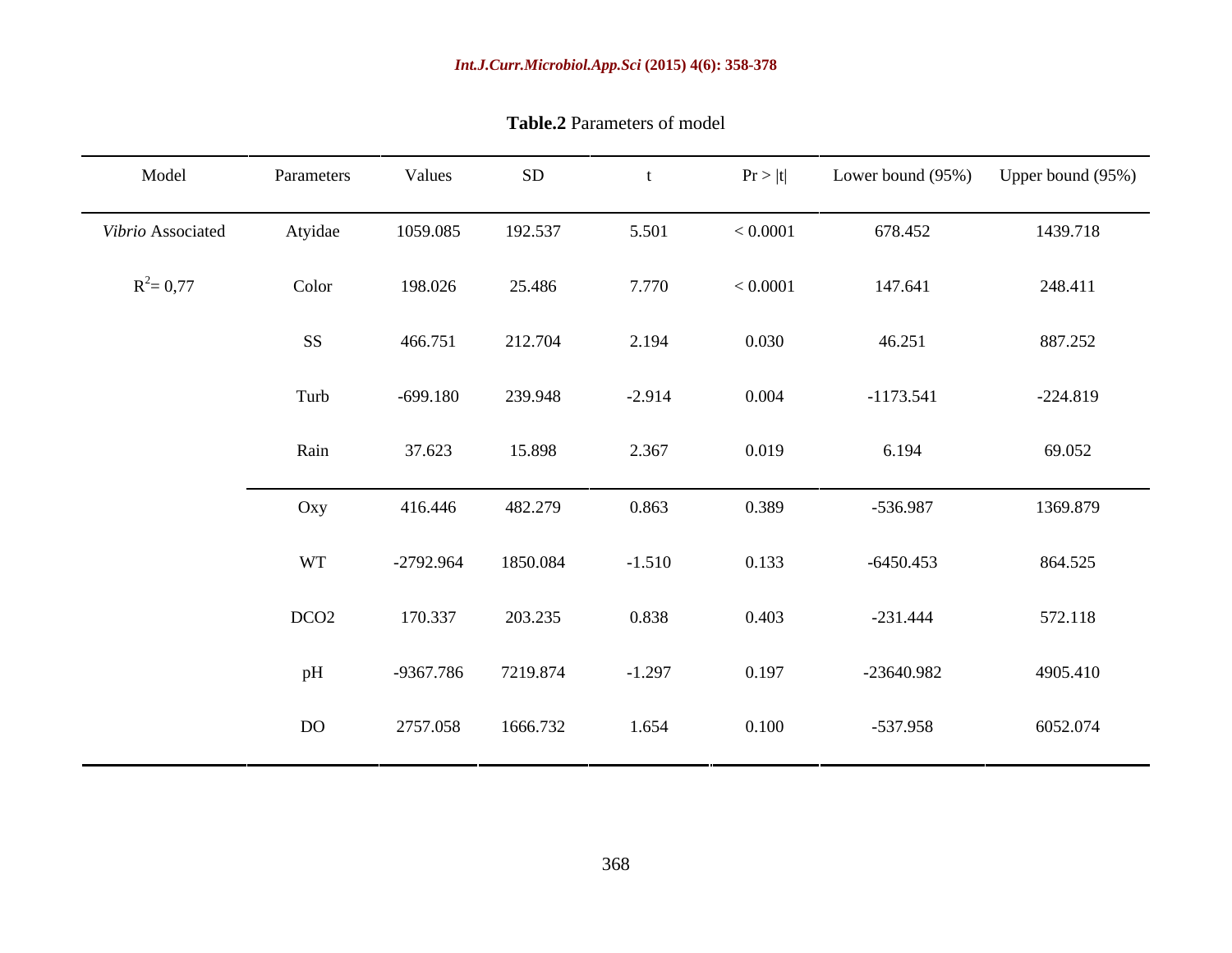**Table.2** Parameters of model

| Model | Parameters | Values | SD | t | Pr > \|t\| | Lower bound (95%) | Upper bound (95%) |
|---|---|---|---|---|---|---|---|
| *Vibrio* Associated | Atyidae | 1059.085 | 192.537 | 5.501 | < 0.0001 | 678.452 | 1439.718 |
| $R^2$= 0,77 | Color | 198.026 | 25.486 | 7.770 | < 0.0001 | 147.641 | 248.411 |
| | SS | 466.751 | 212.704 | 2.194 | 0.030 | 46.251 | 887.252 |
| | Turb | -699.180 | 239.948 | -2.914 | 0.004 | -1173.541 | -224.819 |
| | Rain | 37.623 | 15.898 | 2.367 | 0.019 | 6.194 | 69.052 |
| | Oxy | 416.446 | 482.279 | 0.863 | 0.389 | -536.987 | 1369.879 |
| | WT | -2792.964 | 1850.084 | -1.510 | 0.133 | -6450.453 | 864.525 |
| | DCO2 | 170.337 | 203.235 | 0.838 | 0.403 | -231.444 | 572.118 |
| | pH | -9367.786 | 7219.874 | -1.297 | 0.197 | -23640.982 | 4905.410 |
| | DO | 2757.058 | 1666.732 | 1.654 | 0.100 | -537.958 | 6052.074 |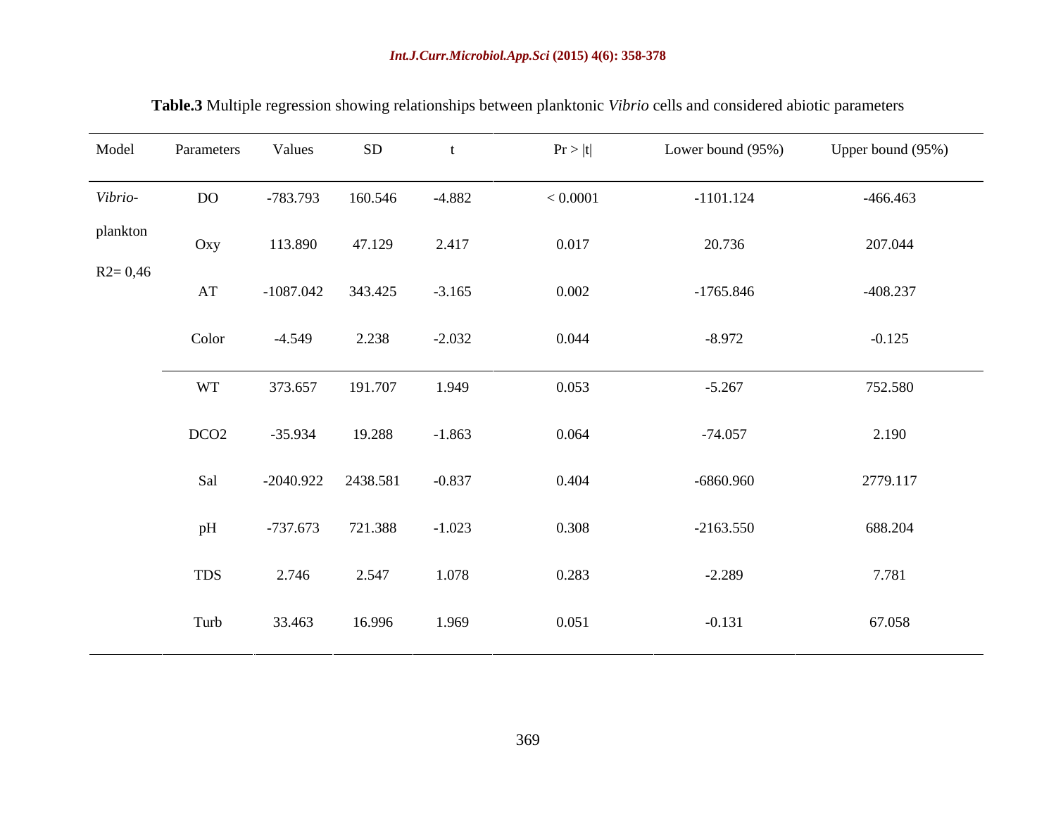**Table.3** Multiple regression showing relationships between planktonic *Vibrio* cells and considered abiotic parameters

| Model | Parameters | Values | SD | t | Pr > \|t\| | Lower bound (95%) | Upper bound (95%) |
|---|---|---|---|---|---|---|---|
| *Vibrio*-plankton $R2= 0,46$ | DO | -783.793 | 160.546 | -4.882 | < 0.0001 | -1101.124 | -466.463 |
| | Oxy | 113.890 | 47.129 | 2.417 | 0.017 | 20.736 | 207.044 |
| | AT | -1087.042 | 343.425 | -3.165 | 0.002 | -1765.846 | -408.237 |
| | Color | -4.549 | 2.238 | -2.032 | 0.044 | -8.972 | -0.125 |
| | WT | 373.657 | 191.707 | 1.949 | 0.053 | -5.267 | 752.580 |
| | DCO2 | -35.934 | 19.288 | -1.863 | 0.064 | -74.057 | 2.190 |
| | Sal | -2040.922 | 2438.581 | -0.837 | 0.404 | -6860.960 | 2779.117 |
| | pH | -737.673 | 721.388 | -1.023 | 0.308 | -2163.550 | 688.204 |
| | TDS | 2.746 | 2.547 | 1.078 | 0.283 | -2.289 | 7.781 |
| | Turb | 33.463 | 16.996 | 1.969 | 0.051 | -0.131 | 67.058 |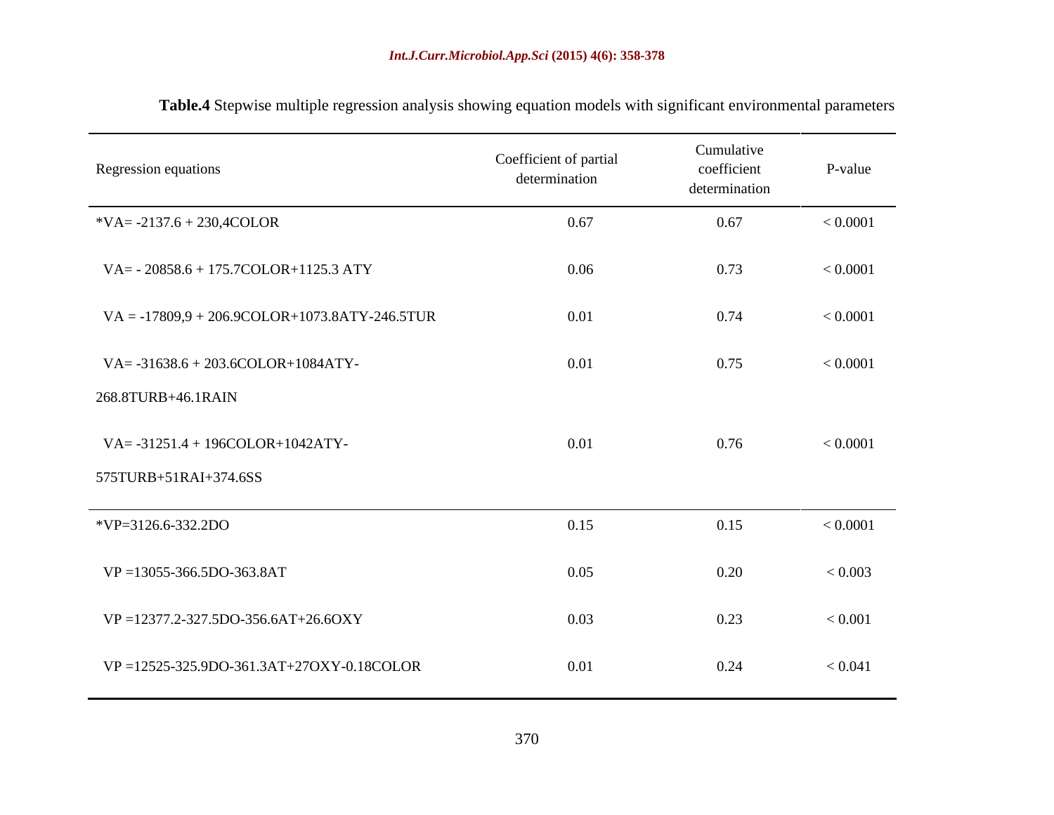**Table.4** Stepwise multiple regression analysis showing equation models with significant environmental parameters

| Regression equations | Coefficient of partial determination | Cumulative coefficient determination | P-value |
|---|---|---|---|
| *VA= -2137.6 + 230,4COLOR | 0.67 | 0.67 | < 0.0001 |
| VA= - 20858.6 + 175.7COLOR+1125.3 ATY | 0.06 | 0.73 | < 0.0001 |
| VA = -17809,9 + 206.9COLOR+1073.8ATY-246.5TUR | 0.01 | 0.74 | < 0.0001 |
| VA= -31638.6 + 203.6COLOR+1084ATY-268.8TURB+46.1RAIN | 0.01 | 0.75 | < 0.0001 |
| VA= -31251.4 + 196COLOR+1042ATY-575TURB+51RAI+374.6SS | 0.01 | 0.76 | < 0.0001 |
| *VP=3126.6-332.2DO | 0.15 | 0.15 | < 0.0001 |
| VP =13055-366.5DO-363.8AT | 0.05 | 0.20 | < 0.003 |
| VP =12377.2-327.5DO-356.6AT+26.6OXY | 0.03 | 0.23 | < 0.001 |
| VP =12525-325.9DO-361.3AT+27OXY-0.18COLOR | 0.01 | 0.24 | < 0.041 |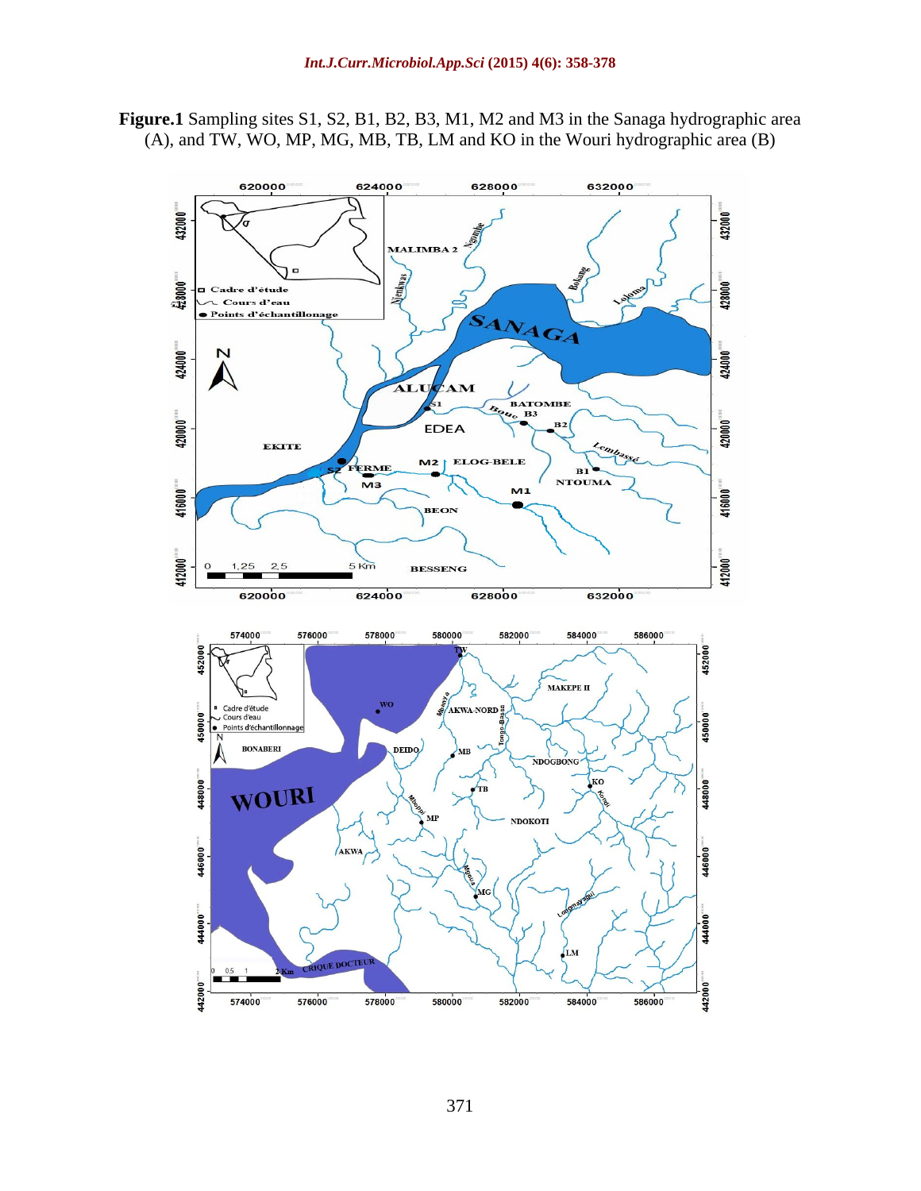**Figure.1** Sampling sites S1, S2, B1, B2, B3, M1, M2 and M3 in the Sanaga hydrographic area (A), and TW, WO, MP, MG, MB, TB, LM and KO in the Wouri hydrographic area (B)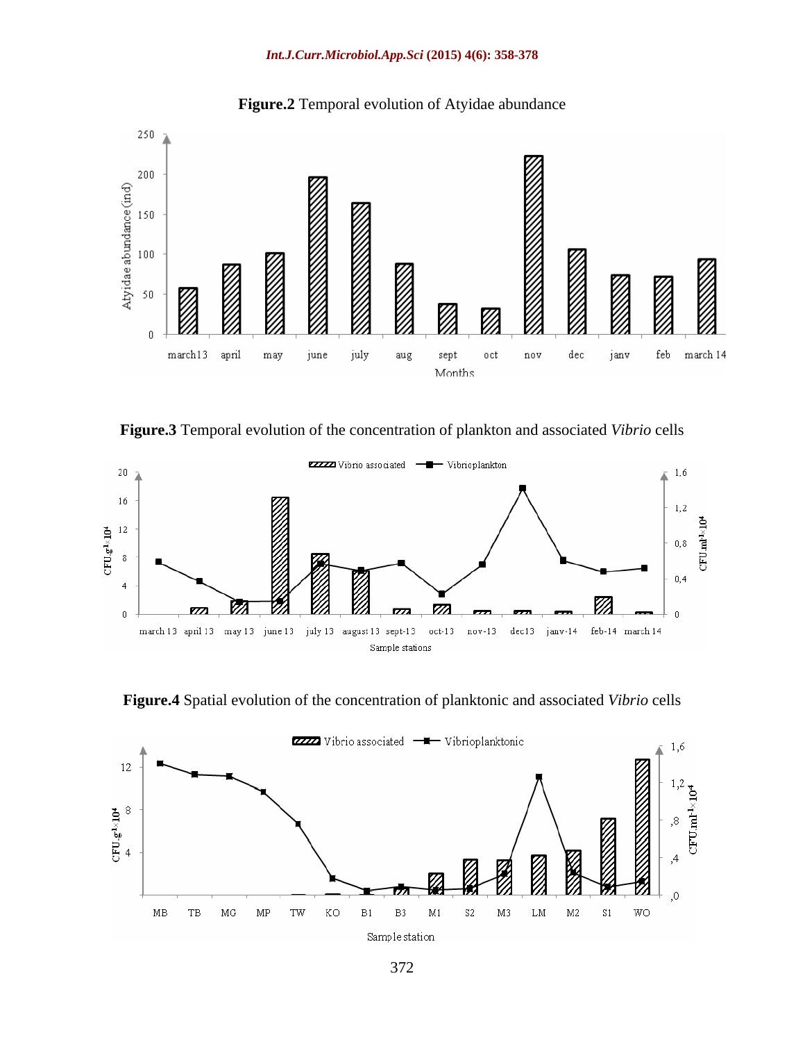**Figure.2** Temporal evolution of Atyidae abundance

**Figure.3** Temporal evolution of the concentration of plankton and associated *Vibrio* cells

**Figure.4** Spatial evolution of the concentration of planktonic and associated *Vibrio* cells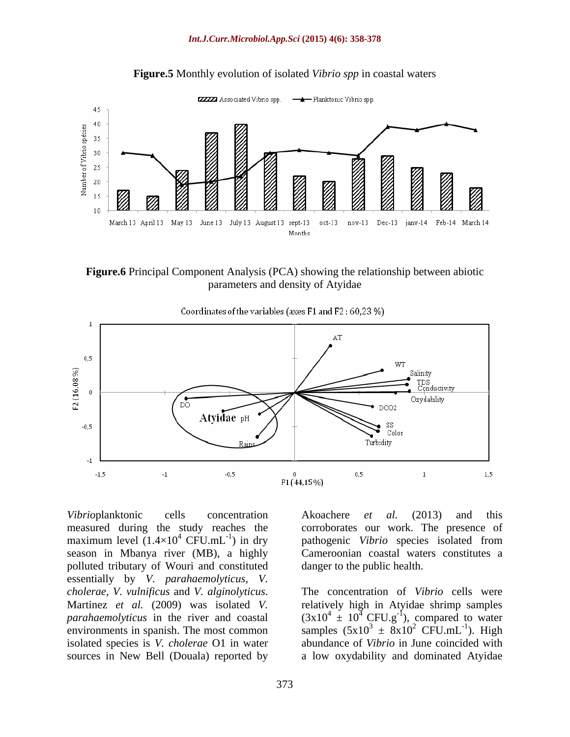**Figure.5** Monthly evolution of isolated *Vibrio spp* in coastal waters

**Figure.6** Principal Component Analysis (PCA) showing the relationship between abiotic parameters and density of Atyidae

*Vibrio*planktonic cells concentration measured during the study reaches the maximum level ($1.4\times10^4$ $CFU.mL^{-1}$) in dry season in Mbanya river (MB), a highly polluted tributary of Wouri and constituted essentially by *V. parahaemolyticus, V. cholerae, V. vulnificus* and *V. alginolyticus*. Martinez *et al.* (2009) was isolated *V. parahaemolyticus* in the river and coastal environments in spanish. The most common isolated species is *V. cholerae* O1 in water sources in New Bell (Douala) reported by Akoachere *et al.* (2013) and this corroborates our work. The presence of pathogenic *Vibrio* species isolated from Cameroonian coastal waters constitutes a danger to the public health.

The concentration of *Vibrio* cells were relatively high in Atyidae shrimp samples ($3x10^4$ ± $10^4$ $CFU.g^{-1}$), compared to water samples ($5x10^3$ ± $8x10^2$ $CFU.mL^{-1}$). High abundance of *Vibrio* in June coincided with a low oxydability and dominated Atyidae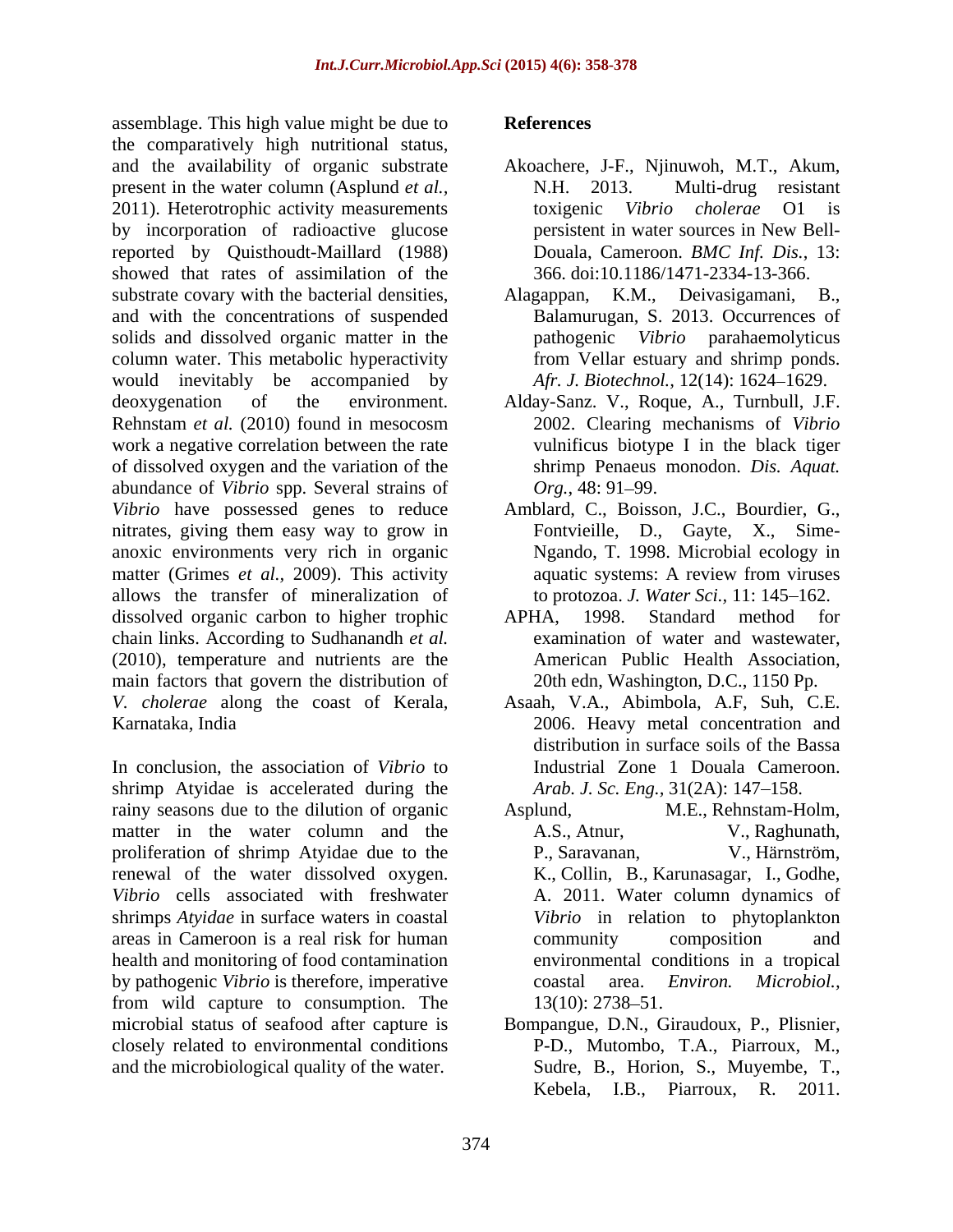assemblage. This high value might be due to the comparatively high nutritional status, and the availability of organic substrate present in the water column (Asplund *et al.,* 2011). Heterotrophic activity measurements by incorporation of radioactive glucose reported by Quisthoudt-Maillard (1988) showed that rates of assimilation of the substrate covary with the bacterial densities, and with the concentrations of suspended solids and dissolved organic matter in the column water. This metabolic hyperactivity would inevitably be accompanied by deoxygenation of the environment. Rehnstam *et al.* (2010) found in mesocosm work a negative correlation between the rate of dissolved oxygen and the variation of the abundance of *Vibrio* spp. Several strains of *Vibrio* have possessed genes to reduce nitrates, giving them easy way to grow in anoxic environments very rich in organic matter (Grimes *et al.,* 2009). This activity allows the transfer of mineralization of dissolved organic carbon to higher trophic chain links. According to Sudhanandh *et al.* (2010), temperature and nutrients are the main factors that govern the distribution of *V. cholerae* along the coast of Kerala, Karnataka, India

In conclusion, the association of *Vibrio* to shrimp Atyidae is accelerated during the rainy seasons due to the dilution of organic matter in the water column and the proliferation of shrimp Atyidae due to the renewal of the water dissolved oxygen. *Vibrio* cells associated with freshwater shrimps *Atyidae* in surface waters in coastal areas in Cameroon is a real risk for human health and monitoring of food contamination by pathogenic *Vibrio* is therefore, imperative from wild capture to consumption. The microbial status of seafood after capture is closely related to environmental conditions and the microbiological quality of the water.

## References

Akoachere, J-F., Njinuwoh, M.T., Akum, N.H. 2013. Multi-drug resistant toxigenic *Vibrio cholerae* O1 is persistent in water sources in New Bell-Douala, Cameroon. *BMC Inf. Dis.,* 13: 366. doi:10.1186/1471-2334-13-366.

Alagappan, K.M., Deivasigamani, B., Balamurugan, S. 2013. Occurrences of pathogenic *Vibrio* parahaemolyticus from Vellar estuary and shrimp ponds. *Afr. J. Biotechnol.,* 12(14): 1624–1629.

Alday-Sanz. V., Roque, A., Turnbull, J.F. 2002. Clearing mechanisms of *Vibrio* vulnificus biotype I in the black tiger shrimp Penaeus monodon. *Dis. Aquat. Org.,* 48: 91–99.

Amblard, C., Boisson, J.C., Bourdier, G., Fontvieille, D., Gayte, X., Sime-Ngando, T. 1998. Microbial ecology in aquatic systems: A review from viruses to protozoa. *J. Water Sci.,* 11: 145–162.

APHA, 1998. Standard method for examination of water and wastewater, American Public Health Association, 20th edn, Washington, D.C., 1150 Pp.

Asaah, V.A., Abimbola, A.F, Suh, C.E. 2006. Heavy metal concentration and distribution in surface soils of the Bassa Industrial Zone 1 Douala Cameroon. *Arab. J. Sc. Eng.,* 31(2A): 147–158.

Asplund, M.E., Rehnstam-Holm, A.S., Atnur, V., Raghunath, P., Saravanan, V., Härnström, K., Collin, B., Karunasagar, I., Godhe, A. 2011. Water column dynamics of *Vibrio* in relation to phytoplankton community composition and environmental conditions in a tropical coastal area. *Environ. Microbiol.,* 13(10): 2738–51.

Bompangue, D.N., Giraudoux, P., Plisnier, P-D., Mutombo, T.A., Piarroux, M., Sudre, B., Horion, S., Muyembe, T., Kebela, I.B., Piarroux, R. 2011.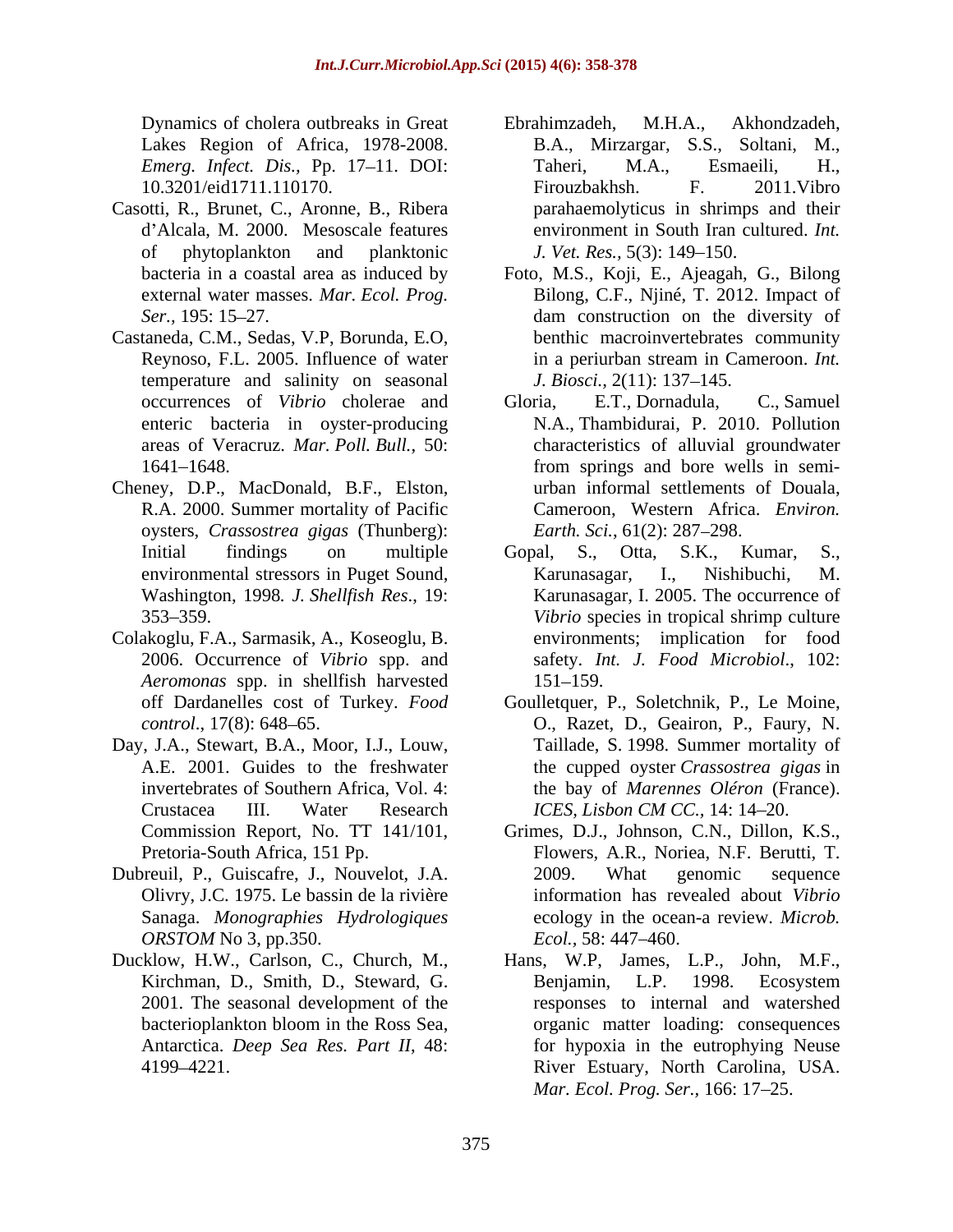Dynamics of cholera outbreaks in Great Lakes Region of Africa, 1978-2008. *Emerg. Infect. Dis.*, Pp. 17–11. DOI: 10.3201/eid1711.110170.

Casotti, R., Brunet, C., Aronne, B., Ribera d'Alcala, M. 2000. Mesoscale features of phytoplankton and planktonic bacteria in a coastal area as induced by external water masses. *Mar. Ecol. Prog. Ser.*, 195: 15–27.

Castaneda, C.M., Sedas, V.P, Borunda, E.O, Reynoso, F.L. 2005. Influence of water temperature and salinity on seasonal occurrences of *Vibrio* cholerae and enteric bacteria in oyster-producing areas of Veracruz. *Mar. Poll. Bull.*, 50: 1641–1648.

Cheney, D.P., MacDonald, B.F., Elston, R.A. 2000. Summer mortality of Pacific oysters, *Crassostrea gigas* (Thunberg): Initial findings on multiple environmental stressors in Puget Sound, Washington, 1998*. J. Shellfish Res*., 19: 353–359.

Colakoglu, F.A., Sarmasik, A., Koseoglu, B. 2006. Occurrence of *Vibrio* spp. and *Aeromonas* spp. in shellfish harvested off Dardanelles cost of Turkey. *Food control*., 17(8): 648–65.

Day, J.A., Stewart, B.A., Moor, I.J., Louw, A.E. 2001. Guides to the freshwater invertebrates of Southern Africa, Vol. 4: Crustacea III. Water Research Commission Report, No. TT 141/101, Pretoria-South Africa, 151 Pp.

Dubreuil, P., Guiscafre, J., Nouvelot, J.A. Olivry, J.C. 1975. Le bassin de la rivière Sanaga. *Monographies Hydrologiques ORSTOM* No 3, pp.350.

Ducklow, H.W., Carlson, C., Church, M., Kirchman, D., Smith, D., Steward, G. 2001. The seasonal development of the bacterioplankton bloom in the Ross Sea, Antarctica. *Deep Sea Res. Part II*, 48: 4199–4221.

Ebrahimzadeh, M.H.A., Akhondzadeh, B.A., Mirzargar, S.S., Soltani, M., Taheri, M.A., Esmaeili, H., Firouzbakhsh. F. 2011.Vibro parahaemolyticus in shrimps and their environment in South Iran cultured. *Int. J. Vet. Res.*, 5(3): 149–150.

Foto, M.S., Koji, E., Ajeagah, G., Bilong Bilong, C.F., Njiné, T. 2012. Impact of dam construction on the diversity of benthic macroinvertebrates community in a periurban stream in Cameroon. *Int. J. Biosci.*, 2(11): 137–145.

Gloria, E.T., Dornadula, C., Samuel N.A., Thambidurai, P. 2010. Pollution characteristics of alluvial groundwater from springs and bore wells in semi-urban informal settlements of Douala, Cameroon, Western Africa. *Environ. Earth. Sci.*, 61(2): 287–298.

Gopal, S., Otta, S.K., Kumar, S., Karunasagar, I., Nishibuchi, M. Karunasagar, I. 2005. The occurrence of *Vibrio* species in tropical shrimp culture environments; implication for food safety. *Int. J. Food Microbiol*., 102: 151–159.

Goulletquer, P., Soletchnik, P., Le Moine, O., Razet, D., Geairon, P., Faury, N. Taillade, S. 1998. Summer mortality of the cupped oyster *Crassostrea gigas* in the bay of *Marennes Oléron* (France). *ICES, Lisbon CM CC.*, 14: 14–20.

Grimes, D.J., Johnson, C.N., Dillon, K.S., Flowers, A.R., Noriea, N.F. Berutti, T. 2009. What genomic sequence information has revealed about *Vibrio* ecology in the ocean-a review. *Microb. Ecol.*, 58: 447–460.

Hans, W.P, James, L.P., John, M.F., Benjamin, L.P. 1998. Ecosystem responses to internal and watershed organic matter loading: consequences for hypoxia in the eutrophying Neuse River Estuary, North Carolina, USA. *Mar. Ecol. Prog. Ser.*, 166: 17–25.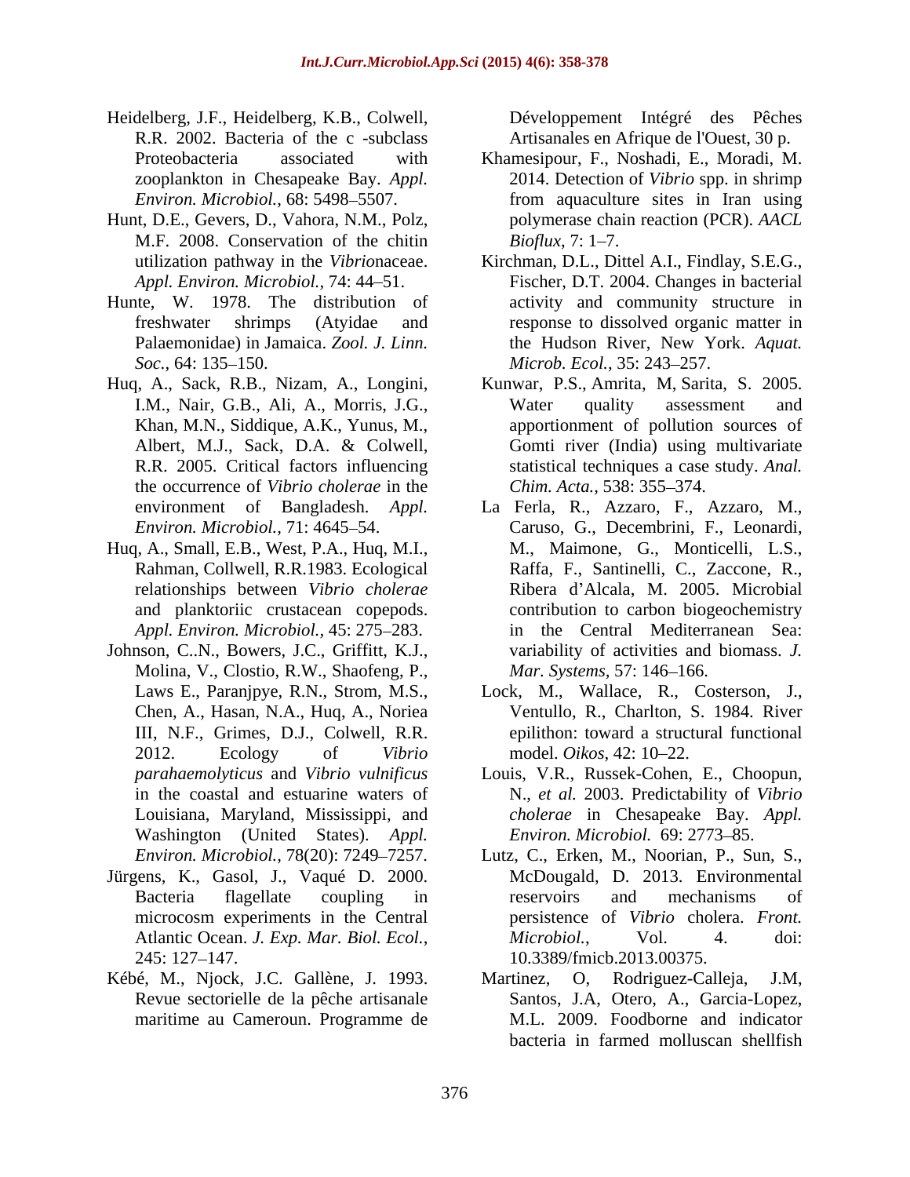Heidelberg, J.F., Heidelberg, K.B., Colwell, R.R. 2002. Bacteria of the c -subclass Proteobacteria associated with zooplankton in Chesapeake Bay. *Appl. Environ. Microbiol.,* 68: 5498–5507.

Hunt, D.E., Gevers, D., Vahora, N.M., Polz, M.F. 2008. Conservation of the chitin utilization pathway in the *Vibrio*naceae. *Appl. Environ. Microbiol.,* 74: 44–51.

Hunte, W. 1978. The distribution of freshwater shrimps (Atyidae and Palaemonidae) in Jamaica. *Zool. J. Linn. Soc.,* 64: 135–150.

Huq, A., Sack, R.B., Nizam, A., Longini, I.M., Nair, G.B., Ali, A., Morris, J.G., Khan, M.N., Siddique, A.K., Yunus, M., Albert, M.J., Sack, D.A. & Colwell, R.R. 2005. Critical factors influencing the occurrence of *Vibrio cholerae* in the environment of Bangladesh. *Appl. Environ. Microbiol.,* 71: 4645–54.

Huq, A., Small, E.B., West, P.A., Huq, M.I., Rahman, Collwell, R.R.1983. Ecological relationships between *Vibrio cholerae* and planktoriic crustacean copepods. *Appl. Environ. Microbiol.,* 45: 275–283.

Johnson, C..N., Bowers, J.C., Griffitt, K.J., Molina, V., Clostio, R.W., Shaofeng, P., Laws E., Paranjpye, R.N., Strom, M.S., Chen, A., Hasan, N.A., Huq, A., Noriea III, N.F., Grimes, D.J., Colwell, R.R. 2012. Ecology of *Vibrio parahaemolyticus* and *Vibrio vulnificus* in the coastal and estuarine waters of Louisiana, Maryland, Mississippi, and Washington (United States). *Appl. Environ. Microbiol.,* 78(20): 7249–7257.

Jürgens, K., Gasol, J., Vaqué D. 2000. Bacteria flagellate coupling in microcosm experiments in the Central Atlantic Ocean. *J. Exp. Mar. Biol. Ecol.,* 245: 127–147.

Kébé, M., Njock, J.C. Gallène, J. 1993. Revue sectorielle de la pêche artisanale maritime au Cameroun. Programme de Développement Intégré des Pêches Artisanales en Afrique de l'Ouest, 30 p.

Khamesipour, F., Noshadi, E., Moradi, M. 2014. Detection of *Vibrio* spp. in shrimp from aquaculture sites in Iran using polymerase chain reaction (PCR). *AACL Bioflux,* 7: 1–7.

Kirchman, D.L., Dittel A.I., Findlay, S.E.G., Fischer, D.T. 2004. Changes in bacterial activity and community structure in response to dissolved organic matter in the Hudson River, New York. *Aquat. Microb. Ecol.,* 35: 243–257.

Kunwar, P.S., Amrita, M, Sarita, S. 2005. Water quality assessment and apportionment of pollution sources of Gomti river (India) using multivariate statistical techniques a case study. *Anal. Chim. Acta.,* 538: 355–374.

La Ferla, R., Azzaro, F., Azzaro, M., Caruso, G., Decembrini, F., Leonardi, M., Maimone, G., Monticelli, L.S., Raffa, F., Santinelli, C., Zaccone, R., Ribera d'Alcala, M. 2005. Microbial contribution to carbon biogeochemistry in the Central Mediterranean Sea: variability of activities and biomass. *J. Mar. Systems,* 57: 146–166.

Lock, M., Wallace, R., Costerson, J., Ventullo, R., Charlton, S. 1984. River epilithon: toward a structural functional model. *Oikos,* 42: 10–22.

Louis, V.R., Russek-Cohen, E., Choopun, N., *et al.* 2003. Predictability of *Vibrio cholerae* in Chesapeake Bay. *Appl. Environ. Microbiol.* 69: 2773–85.

Lutz, C., Erken, M., Noorian, P., Sun, S., McDougald, D. 2013. Environmental reservoirs and mechanisms of persistence of *Vibrio* cholera. *Front. Microbiol.,* Vol. 4. doi: 10.3389/fmicb.2013.00375.

Martinez, O, Rodriguez-Calleja, J.M, Santos, J.A, Otero, A., Garcia-Lopez, M.L. 2009. Foodborne and indicator bacteria in farmed molluscan shellfish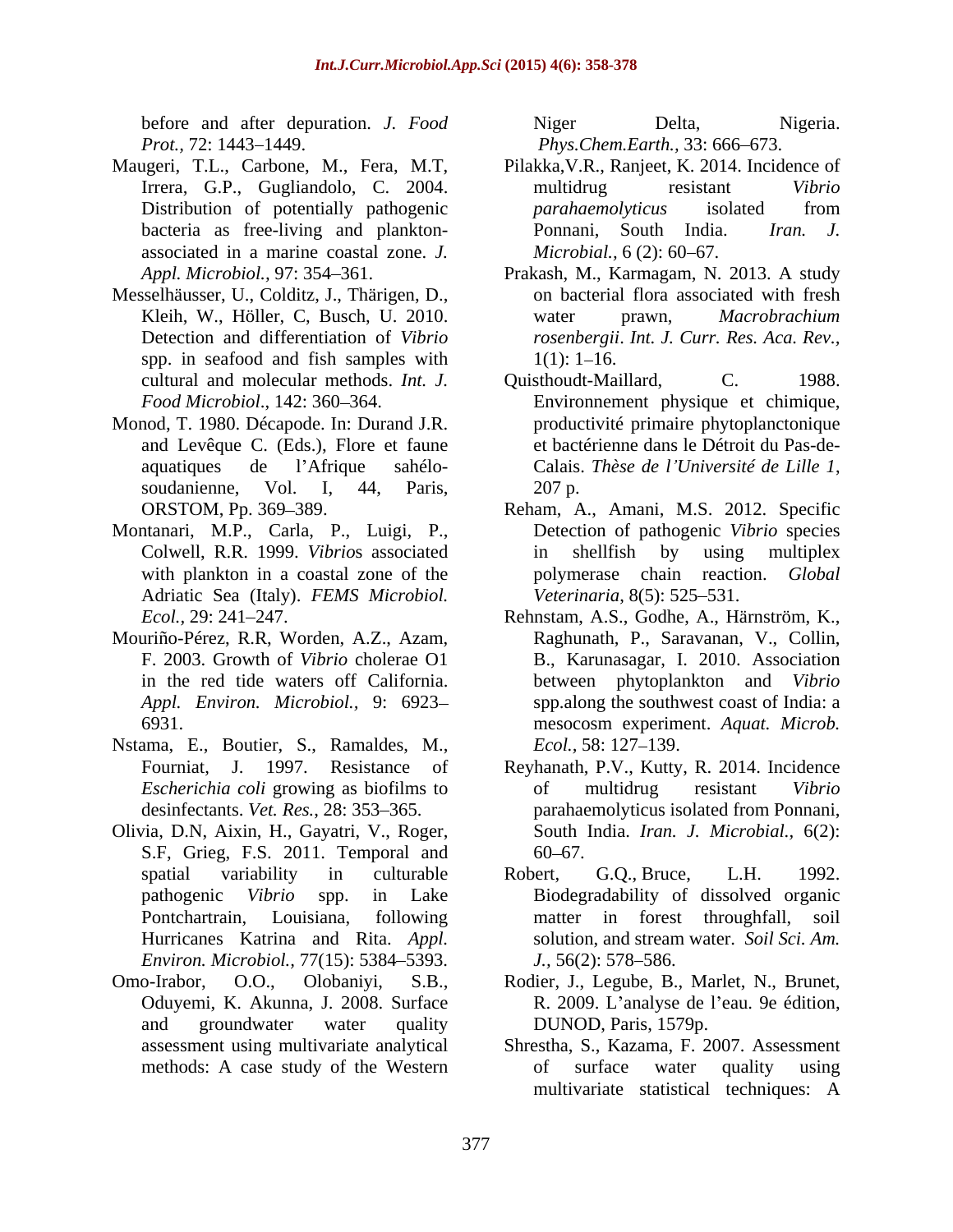before and after depuration. *J. Food Prot.*, 72: 1443–1449.

Maugeri, T.L., Carbone, M., Fera, M.T, Irrera, G.P., Gugliandolo, C. 2004. Distribution of potentially pathogenic bacteria as free-living and plankton-associated in a marine coastal zone. *J. Appl. Microbiol.*, 97: 354–361.

Messelhäusser, U., Colditz, J., Thärigen, D., Kleih, W., Höller, C, Busch, U. 2010. Detection and differentiation of *Vibrio* spp. in seafood and fish samples with cultural and molecular methods. *Int. J. Food Microbiol*., 142: 360–364.

Monod, T. 1980. Décapode. In: Durand J.R. and Levêque C. (Eds.), Flore et faune aquatiques de l'Afrique sahélo-soudanienne, Vol. I, 44, Paris, ORSTOM, Pp. 369–389.

Montanari, M.P., Carla, P., Luigi, P., Colwell, R.R. 1999. *Vibrio*s associated with plankton in a coastal zone of the Adriatic Sea (Italy). *FEMS Microbiol. Ecol.*, 29: 241–247.

Mouriño-Pérez, R.R, Worden, A.Z., Azam, F. 2003. Growth of *Vibrio* cholerae O1 in the red tide waters off California. *Appl. Environ. Microbiol.*, 9: 6923–6931.

Nstama, E., Boutier, S., Ramaldes, M., Fourniat, J. 1997. Resistance of *Escherichia coli* growing as biofilms to desinfectants. *Vet. Res.*, 28: 353–365.

Olivia, D.N, Aixin, H., Gayatri, V., Roger, S.F, Grieg, F.S. 2011. Temporal and spatial variability in culturable pathogenic *Vibrio* spp. in Lake Pontchartrain, Louisiana, following Hurricanes Katrina and Rita. *Appl. Environ. Microbiol.*, 77(15): 5384–5393.

Omo-Irabor, O.O., Olobaniyi, S.B., Oduyemi, K. Akunna, J. 2008. Surface and groundwater water quality assessment using multivariate analytical methods: A case study of the Western Niger Delta, Nigeria. *Phys.Chem.Earth.*, 33: 666–673.

Pilakka,V.R., Ranjeet, K. 2014. Incidence of multidrug resistant *Vibrio parahaemolyticus* isolated from Ponnani, South India. *Iran. J. Microbial.*, 6 (2): 60–67.

Prakash, M., Karmagam, N. 2013. A study on bacterial flora associated with fresh water prawn, *Macrobrachium rosenbergii*. *Int. J. Curr. Res. Aca. Rev.*, 1(1): 1–16.

Quisthoudt-Maillard, C. 1988. Environnement physique et chimique, productivité primaire phytoplanctonique et bactérienne dans le Détroit du Pas-de-Calais. *Thèse de l'Université de Lille 1*, 207 p.

Reham, A., Amani, M.S. 2012. Specific Detection of pathogenic *Vibrio* species in shellfish by using multiplex polymerase chain reaction. *Global Veterinaria*, 8(5): 525–531.

Rehnstam, A.S., Godhe, A., Härnström, K., Raghunath, P., Saravanan, V., Collin, B., Karunasagar, I. 2010. Association between phytoplankton and *Vibrio* spp.along the southwest coast of India: a mesocosm experiment. *Aquat. Microb. Ecol.*, 58: 127–139.

Reyhanath, P.V., Kutty, R. 2014. Incidence of multidrug resistant *Vibrio* parahaemolyticus isolated from Ponnani, South India. *Iran. J. Microbial.,* 6(2): 60–67.

Robert, G.Q., Bruce, L.H. 1992. Biodegradability of dissolved organic matter in forest throughfall, soil solution, and stream water. *Soil Sci. Am. J.,* 56(2): 578–586.

Rodier, J., Legube, B., Marlet, N., Brunet, R. 2009. L'analyse de l'eau. 9e édition, DUNOD, Paris, 1579p.

Shrestha, S., Kazama, F. 2007. Assessment of surface water quality using multivariate statistical techniques: A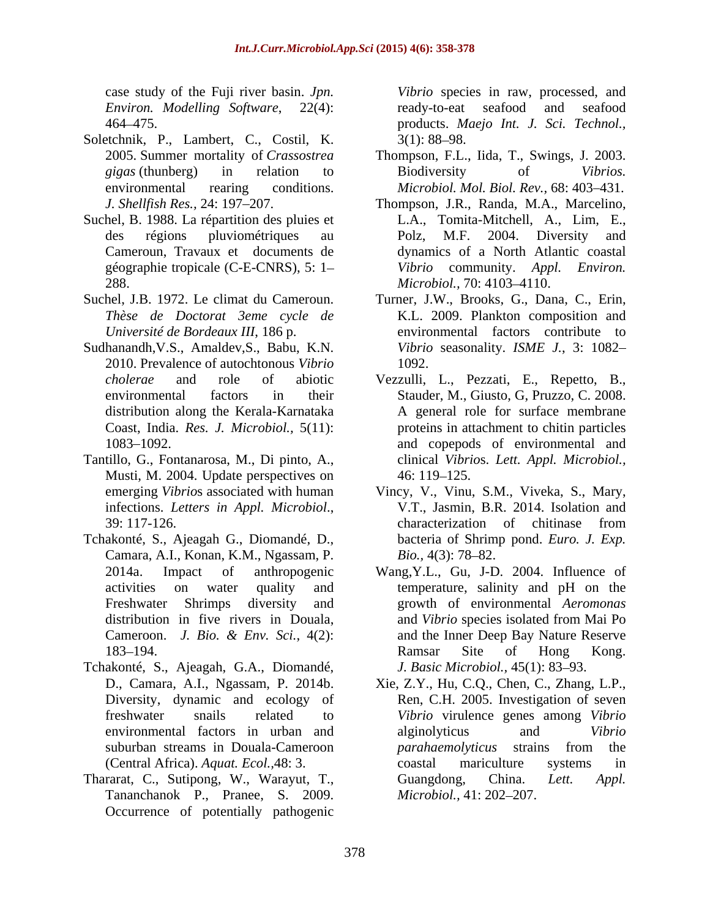case study of the Fuji river basin. *Jpn. Environ. Modelling Software*, 22(4): 464–475.

Soletchnik, P., Lambert, C., Costil, K. 2005. Summer mortality of *Crassostrea gigas* (thunberg) in relation to environmental rearing conditions. *J. Shellfish Res.,* 24: 197–207.

Suchel, B. 1988. La répartition des pluies et des régions pluviométriques au Cameroun, Travaux et documents de géographie tropicale (C-E-CNRS), 5: 1–288.

Suchel, J.B. 1972. Le climat du Cameroun. *Thèse de Doctorat 3eme cycle de Université de Bordeaux III*, 186 p.

Sudhanandh,V.S., Amaldev,S., Babu, K.N. 2010. Prevalence of autochtonous *Vibrio cholerae* and role of abiotic environmental factors in their distribution along the Kerala-Karnataka Coast, India. *Res. J. Microbiol.,* 5(11): 1083–1092.

Tantillo, G., Fontanarosa, M., Di pinto, A., Musti, M. 2004. Update perspectives on emerging *Vibrio*s associated with human infections. *Letters in Appl. Microbiol*., 39: 117-126.

Tchakonté, S., Ajeagah G., Diomandé, D., Camara, A.I., Konan, K.M., Ngassam, P. 2014a. Impact of anthropogenic activities on water quality and Freshwater Shrimps diversity and distribution in five rivers in Douala, Cameroon. *J. Bio. & Env. Sci.,* 4(2): 183–194.

Tchakonté, S., Ajeagah, G.A., Diomandé, D., Camara, A.I., Ngassam, P. 2014b. Diversity, dynamic and ecology of freshwater snails related to environmental factors in urban and suburban streams in Douala-Cameroon (Central Africa). *Aquat. Ecol.,*48: 3.

Thararat, C., Sutipong, W., Warayut, T., Tananchanok P., Pranee, S. 2009. Occurrence of potentially pathogenic *Vibrio* species in raw, processed, and ready-to-eat seafood and seafood products. *Maejo Int. J. Sci. Technol.,* 3(1): 88–98.

Thompson, F.L., Iida, T., Swings, J. 2003. Biodiversity of *Vibrios. Microbiol. Mol. Biol. Rev.,* 68: 403–431.

Thompson, J.R., Randa, M.A., Marcelino, L.A., Tomita-Mitchell, A., Lim, E., Polz, M.F. 2004. Diversity and dynamics of a North Atlantic coastal *Vibrio* community. *Appl. Environ. Microbiol.,* 70: 4103–4110.

Turner, J.W., Brooks, G., Dana, C., Erin, K.L. 2009. Plankton composition and environmental factors contribute to *Vibrio* seasonality. *ISME J.,* 3: 1082–1092.

Vezzulli, L., Pezzati, E., Repetto, B., Stauder, M., Giusto, G, Pruzzo, C. 2008. A general role for surface membrane proteins in attachment to chitin particles and copepods of environmental and clinical *Vibrio*s. *Lett. Appl. Microbiol.,* 46: 119–125.

Vincy, V., Vinu, S.M., Viveka, S., Mary, V.T., Jasmin, B.R. 2014. Isolation and characterization of chitinase from bacteria of Shrimp pond. *Euro. J. Exp. Bio.,* 4(3): 78–82.

Wang,Y.L., Gu, J-D. 2004. Influence of temperature, salinity and pH on the growth of environmental *Aeromonas* and *Vibrio* species isolated from Mai Po and the Inner Deep Bay Nature Reserve Ramsar Site of Hong Kong. *J. Basic Microbiol.,* 45(1): 83–93.

Xie, Z.Y., Hu, C.Q., Chen, C., Zhang, L.P., Ren, C.H. 2005. Investigation of seven *Vibrio* virulence genes among *Vibrio alginolyticus* and *Vibrio parahaemolyticus* strains from the coastal mariculture systems in Guangdong, China. *Lett. Appl. Microbiol.,* 41: 202–207.